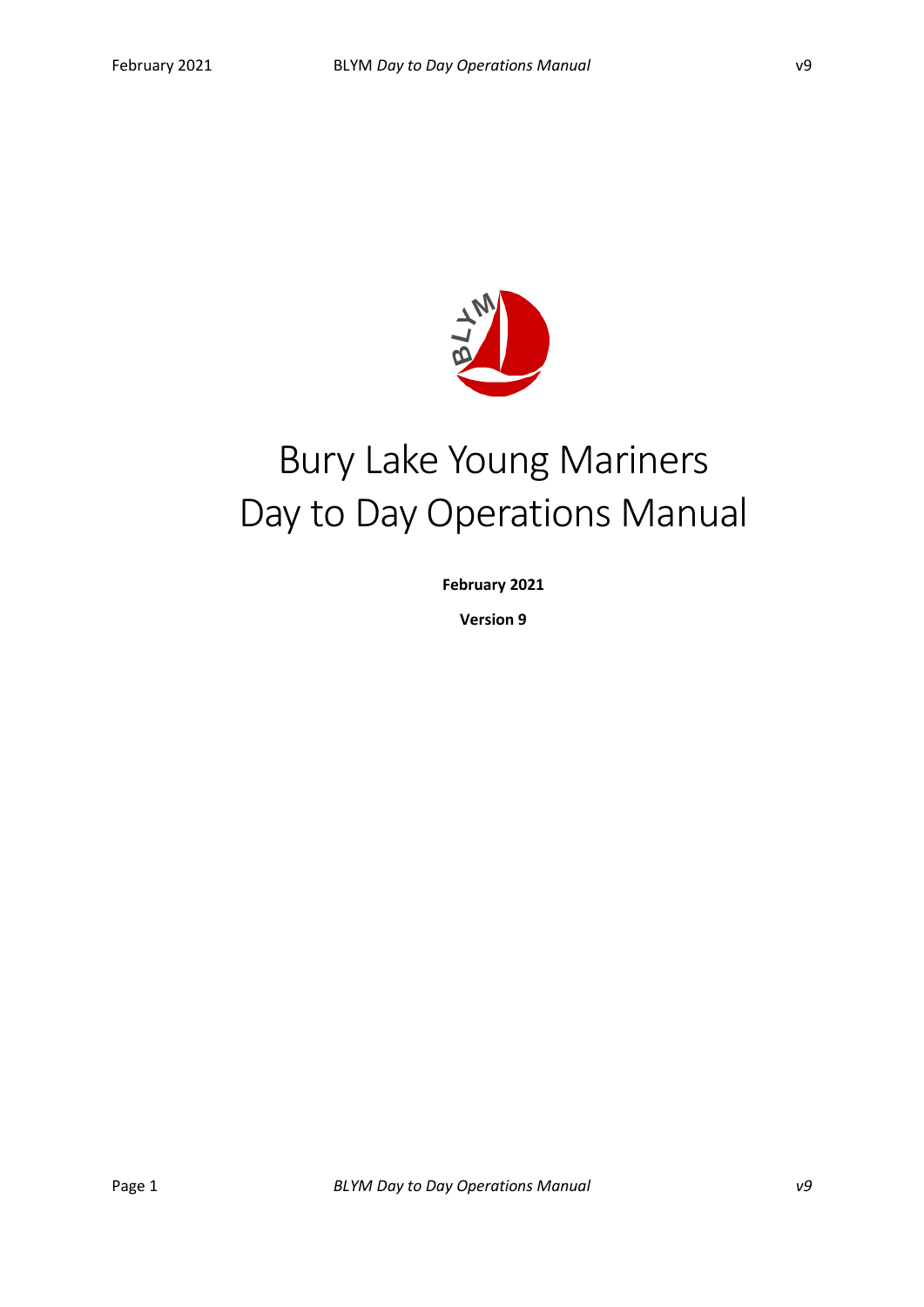# Bury Lake Young Mariners
# Day to Day Operations Manual

**February 2021**

**Version 9**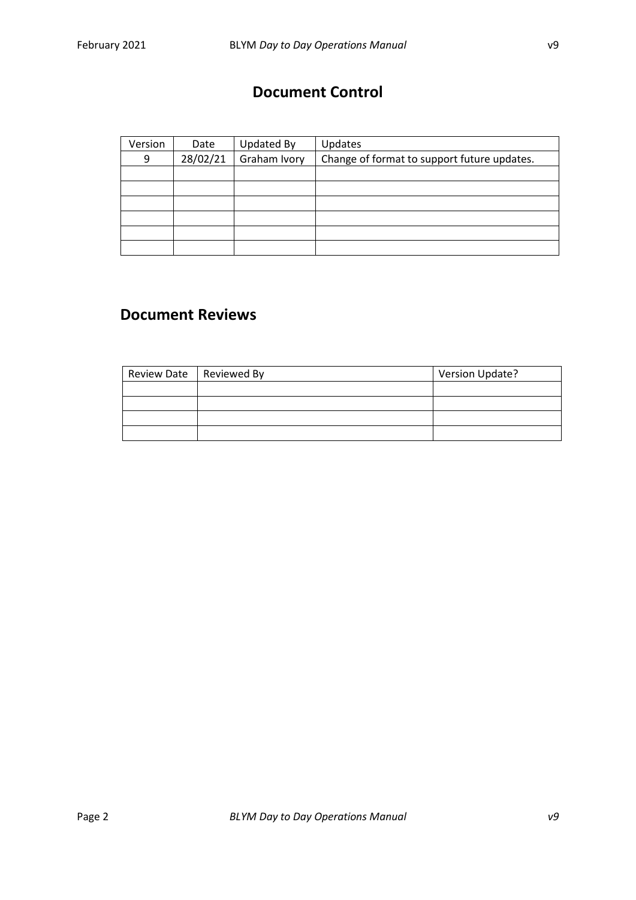# Document Control

| Version | Date | Updated By | Updates |
|---|---|---|---|
| 9 | 28/02/21 | Graham Ivory | Change of format to support future updates. |
| | | | |
| | | | |
| | | | |
| | | | |
| | | | |
| | | | |

## Document Reviews

| Review Date | Reviewed By | Version Update? |
|---|---|---|
| | | |
| | | |
| | | |
| | | |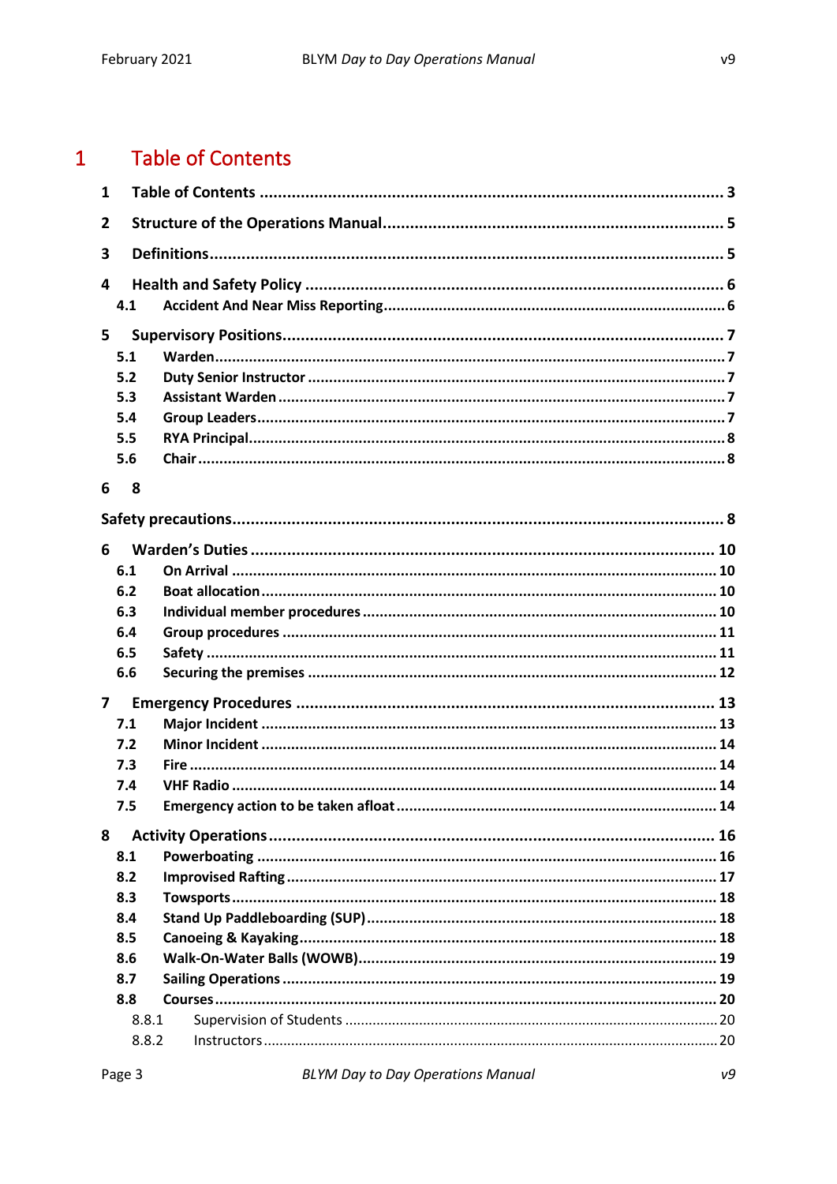# 1 Table of Contents

**1 Table of Contents** ..... **3**

**2 Structure of the Operations Manual** ..... **5**

**3 Definitions** ..... **5**

**4 Health and Safety Policy** ..... **6**

- **4.1 Accident And Near Miss Reporting** ..... **6**

**5 Supervisory Positions** ..... **7**

- **5.1 Warden** ..... **7**
- **5.2 Duty Senior Instructor** ..... **7**
- **5.3 Assistant Warden** ..... **7**
- **5.4 Group Leaders** ..... **7**
- **5.5 RYA Principal** ..... **8**
- **5.6 Chair** ..... **8**

**6 8**

**Safety precautions** ..... **8**

**6 Warden's Duties** ..... **10**

- **6.1 On Arrival** ..... **10**
- **6.2 Boat allocation** ..... **10**
- **6.3 Individual member procedures** ..... **10**
- **6.4 Group procedures** ..... **11**
- **6.5 Safety** ..... **11**
- **6.6 Securing the premises** ..... **12**

**7 Emergency Procedures** ..... **13**

- **7.1 Major Incident** ..... **13**
- **7.2 Minor Incident** ..... **14**
- **7.3 Fire** ..... **14**
- **7.4 VHF Radio** ..... **14**
- **7.5 Emergency action to be taken afloat** ..... **14**

**8 Activity Operations** ..... **16**

- **8.1 Powerboating** ..... **16**
- **8.2 Improvised Rafting** ..... **17**
- **8.3 Towsports** ..... **18**
- **8.4 Stand Up Paddleboarding (SUP)** ..... **18**
- **8.5 Canoeing & Kayaking** ..... **18**
- **8.6 Walk-On-Water Balls (WOWB)** ..... **19**
- **8.7 Sailing Operations** ..... **19**
- **8.8 Courses** ..... **20**
  - 8.8.1 Supervision of Students ..... 20
  - 8.8.2 Instructors ..... 20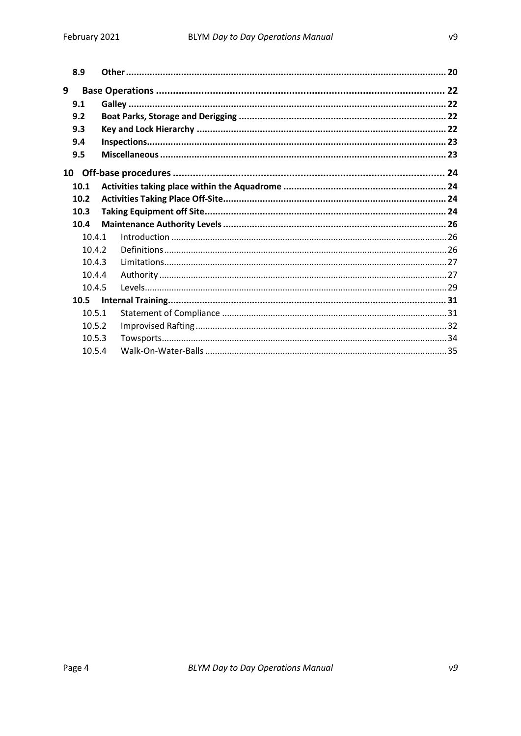| | | |
|---|---|---|
| **8.9** | **Other** | **20** |
| **9** | **Base Operations** | **22** |
| **9.1** | **Galley** | **22** |
| **9.2** | **Boat Parks, Storage and Derigging** | **22** |
| **9.3** | **Key and Lock Hierarchy** | **22** |
| **9.4** | **Inspections** | **23** |
| **9.5** | **Miscellaneous** | **23** |
| **10** | **Off-base procedures** | **24** |
| **10.1** | **Activities taking place within the Aquadrome** | **24** |
| **10.2** | **Activities Taking Place Off-Site** | **24** |
| **10.3** | **Taking Equipment off Site** | **24** |
| **10.4** | **Maintenance Authority Levels** | **26** |
| 10.4.1 | Introduction | 26 |
| 10.4.2 | Definitions | 26 |
| 10.4.3 | Limitations | 27 |
| 10.4.4 | Authority | 27 |
| 10.4.5 | Levels | 29 |
| **10.5** | **Internal Training** | **31** |
| 10.5.1 | Statement of Compliance | 31 |
| 10.5.2 | Improvised Rafting | 32 |
| 10.5.3 | Towsports | 34 |
| 10.5.4 | Walk-On-Water-Balls | 35 |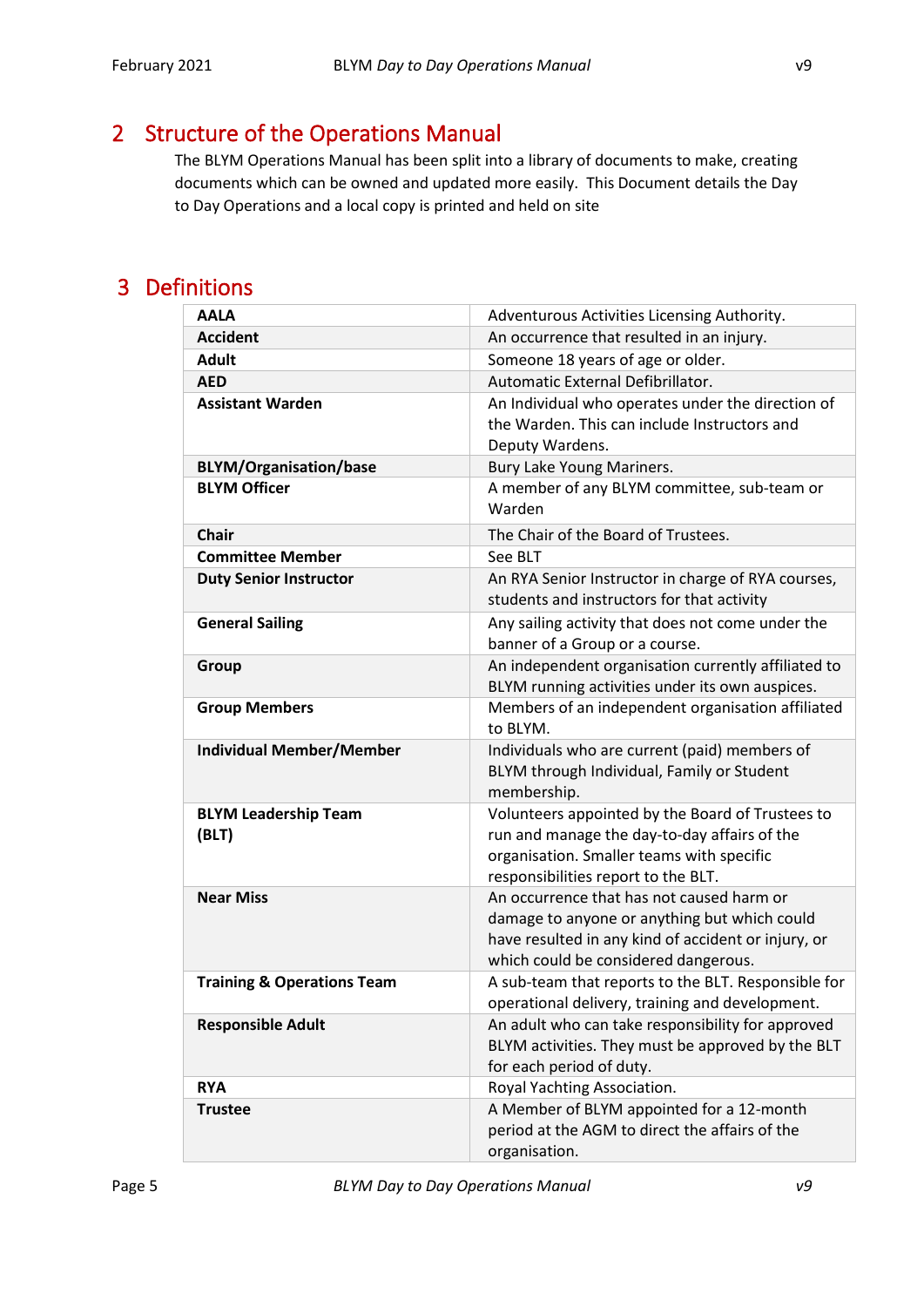# 2 Structure of the Operations Manual

The BLYM Operations Manual has been split into a library of documents to make, creating documents which can be owned and updated more easily. This Document details the Day to Day Operations and a local copy is printed and held on site

# 3 Definitions

| | |
|---|---|
| **AALA** | Adventurous Activities Licensing Authority. |
| **Accident** | An occurrence that resulted in an injury. |
| **Adult** | Someone 18 years of age or older. |
| **AED** | Automatic External Defibrillator. |
| **Assistant Warden** | An Individual who operates under the direction of the Warden. This can include Instructors and Deputy Wardens. |
| **BLYM/Organisation/base** | Bury Lake Young Mariners. |
| **BLYM Officer** | A member of any BLYM committee, sub-team or Warden |
| **Chair** | The Chair of the Board of Trustees. |
| **Committee Member** | See BLT |
| **Duty Senior Instructor** | An RYA Senior Instructor in charge of RYA courses, students and instructors for that activity |
| **General Sailing** | Any sailing activity that does not come under the banner of a Group or a course. |
| **Group** | An independent organisation currently affiliated to BLYM running activities under its own auspices. |
| **Group Members** | Members of an independent organisation affiliated to BLYM. |
| **Individual Member/Member** | Individuals who are current (paid) members of BLYM through Individual, Family or Student membership. |
| **BLYM Leadership Team (BLT)** | Volunteers appointed by the Board of Trustees to run and manage the day-to-day affairs of the organisation. Smaller teams with specific responsibilities report to the BLT. |
| **Near Miss** | An occurrence that has not caused harm or damage to anyone or anything but which could have resulted in any kind of accident or injury, or which could be considered dangerous. |
| **Training & Operations Team** | A sub-team that reports to the BLT. Responsible for operational delivery, training and development. |
| **Responsible Adult** | An adult who can take responsibility for approved BLYM activities. They must be approved by the BLT for each period of duty. |
| **RYA** | Royal Yachting Association. |
| **Trustee** | A Member of BLYM appointed for a 12-month period at the AGM to direct the affairs of the organisation. |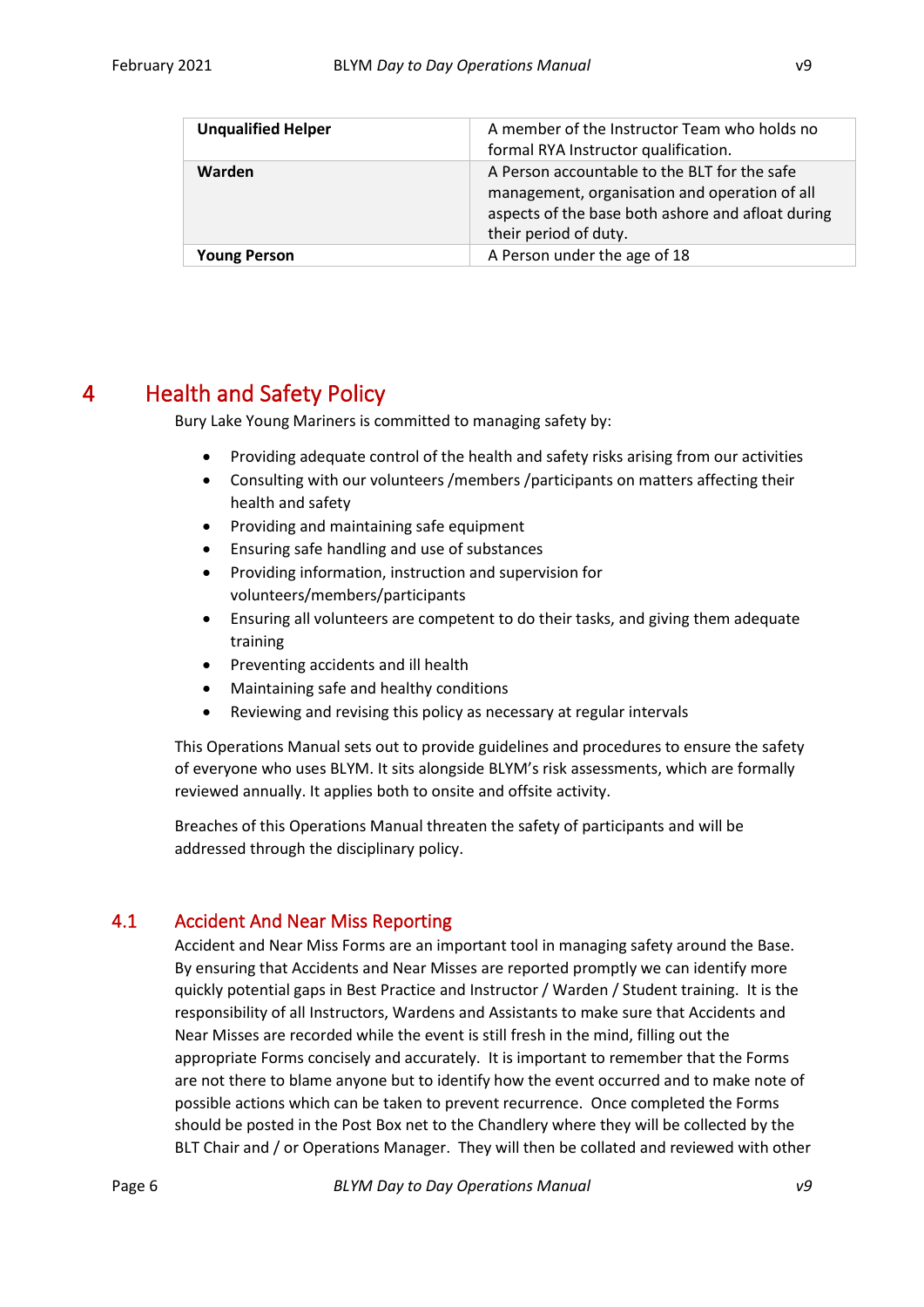| | |
|---|---|
| **Unqualified Helper** | A member of the Instructor Team who holds no formal RYA Instructor qualification. |
| **Warden** | A Person accountable to the BLT for the safe management, organisation and operation of all aspects of the base both ashore and afloat during their period of duty. |
| **Young Person** | A Person under the age of 18 |

# 4 Health and Safety Policy

Bury Lake Young Mariners is committed to managing safety by:

- Providing adequate control of the health and safety risks arising from our activities
- Consulting with our volunteers /members /participants on matters affecting their health and safety
- Providing and maintaining safe equipment
- Ensuring safe handling and use of substances
- Providing information, instruction and supervision for volunteers/members/participants
- Ensuring all volunteers are competent to do their tasks, and giving them adequate training
- Preventing accidents and ill health
- Maintaining safe and healthy conditions
- Reviewing and revising this policy as necessary at regular intervals

This Operations Manual sets out to provide guidelines and procedures to ensure the safety of everyone who uses BLYM. It sits alongside BLYM's risk assessments, which are formally reviewed annually. It applies both to onsite and offsite activity.

Breaches of this Operations Manual threaten the safety of participants and will be addressed through the disciplinary policy.

## 4.1 Accident And Near Miss Reporting

Accident and Near Miss Forms are an important tool in managing safety around the Base. By ensuring that Accidents and Near Misses are reported promptly we can identify more quickly potential gaps in Best Practice and Instructor / Warden / Student training. It is the responsibility of all Instructors, Wardens and Assistants to make sure that Accidents and Near Misses are recorded while the event is still fresh in the mind, filling out the appropriate Forms concisely and accurately. It is important to remember that the Forms are not there to blame anyone but to identify how the event occurred and to make note of possible actions which can be taken to prevent recurrence. Once completed the Forms should be posted in the Post Box net to the Chandlery where they will be collected by the BLT Chair and / or Operations Manager. They will then be collated and reviewed with other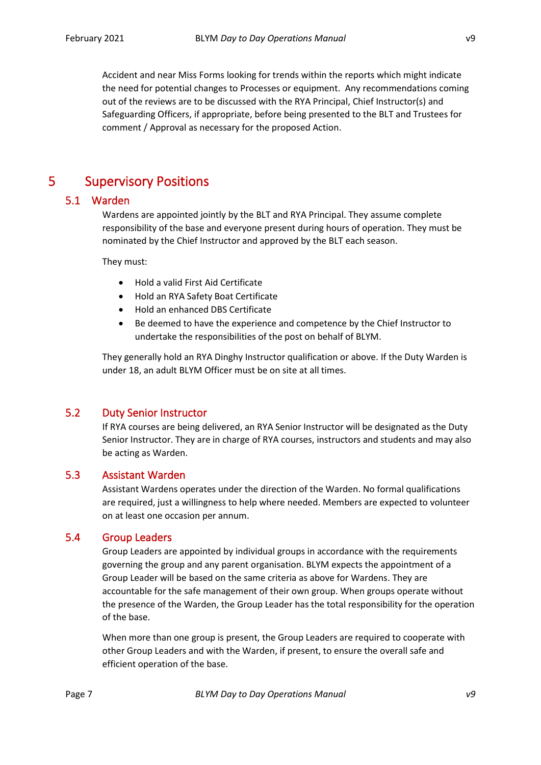Accident and near Miss Forms looking for trends within the reports which might indicate the need for potential changes to Processes or equipment. Any recommendations coming out of the reviews are to be discussed with the RYA Principal, Chief Instructor(s) and Safeguarding Officers, if appropriate, before being presented to the BLT and Trustees for comment / Approval as necessary for the proposed Action.

# 5 Supervisory Positions

## 5.1 Warden

Wardens are appointed jointly by the BLT and RYA Principal. They assume complete responsibility of the base and everyone present during hours of operation. They must be nominated by the Chief Instructor and approved by the BLT each season.

They must:

- Hold a valid First Aid Certificate
- Hold an RYA Safety Boat Certificate
- Hold an enhanced DBS Certificate
- Be deemed to have the experience and competence by the Chief Instructor to undertake the responsibilities of the post on behalf of BLYM.

They generally hold an RYA Dinghy Instructor qualification or above. If the Duty Warden is under 18, an adult BLYM Officer must be on site at all times.

## 5.2 Duty Senior Instructor

If RYA courses are being delivered, an RYA Senior Instructor will be designated as the Duty Senior Instructor. They are in charge of RYA courses, instructors and students and may also be acting as Warden.

## 5.3 Assistant Warden

Assistant Wardens operates under the direction of the Warden. No formal qualifications are required, just a willingness to help where needed. Members are expected to volunteer on at least one occasion per annum.

## 5.4 Group Leaders

Group Leaders are appointed by individual groups in accordance with the requirements governing the group and any parent organisation. BLYM expects the appointment of a Group Leader will be based on the same criteria as above for Wardens. They are accountable for the safe management of their own group. When groups operate without the presence of the Warden, the Group Leader has the total responsibility for the operation of the base.

When more than one group is present, the Group Leaders are required to cooperate with other Group Leaders and with the Warden, if present, to ensure the overall safe and efficient operation of the base.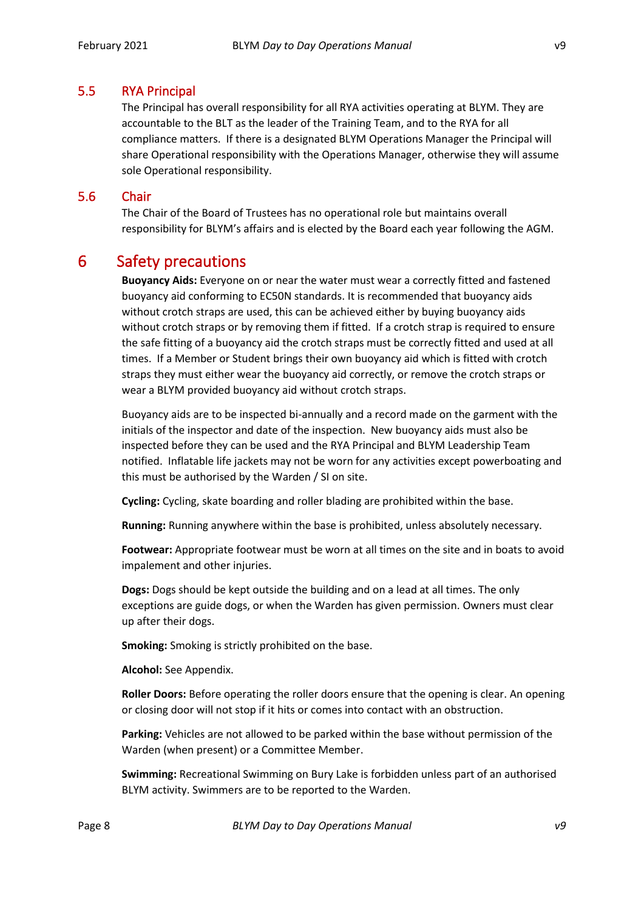### 5.5 RYA Principal

The Principal has overall responsibility for all RYA activities operating at BLYM. They are accountable to the BLT as the leader of the Training Team, and to the RYA for all compliance matters. If there is a designated BLYM Operations Manager the Principal will share Operational responsibility with the Operations Manager, otherwise they will assume sole Operational responsibility.

### 5.6 Chair

The Chair of the Board of Trustees has no operational role but maintains overall responsibility for BLYM's affairs and is elected by the Board each year following the AGM.

## 6 Safety precautions

**Buoyancy Aids:** Everyone on or near the water must wear a correctly fitted and fastened buoyancy aid conforming to EC50N standards. It is recommended that buoyancy aids without crotch straps are used, this can be achieved either by buying buoyancy aids without crotch straps or by removing them if fitted. If a crotch strap is required to ensure the safe fitting of a buoyancy aid the crotch straps must be correctly fitted and used at all times. If a Member or Student brings their own buoyancy aid which is fitted with crotch straps they must either wear the buoyancy aid correctly, or remove the crotch straps or wear a BLYM provided buoyancy aid without crotch straps.

Buoyancy aids are to be inspected bi-annually and a record made on the garment with the initials of the inspector and date of the inspection. New buoyancy aids must also be inspected before they can be used and the RYA Principal and BLYM Leadership Team notified. Inflatable life jackets may not be worn for any activities except powerboating and this must be authorised by the Warden / SI on site.

**Cycling:** Cycling, skate boarding and roller blading are prohibited within the base.

**Running:** Running anywhere within the base is prohibited, unless absolutely necessary.

**Footwear:** Appropriate footwear must be worn at all times on the site and in boats to avoid impalement and other injuries.

**Dogs:** Dogs should be kept outside the building and on a lead at all times. The only exceptions are guide dogs, or when the Warden has given permission. Owners must clear up after their dogs.

**Smoking:** Smoking is strictly prohibited on the base.

**Alcohol:** See Appendix.

**Roller Doors:** Before operating the roller doors ensure that the opening is clear. An opening or closing door will not stop if it hits or comes into contact with an obstruction.

**Parking:** Vehicles are not allowed to be parked within the base without permission of the Warden (when present) or a Committee Member.

**Swimming:** Recreational Swimming on Bury Lake is forbidden unless part of an authorised BLYM activity. Swimmers are to be reported to the Warden.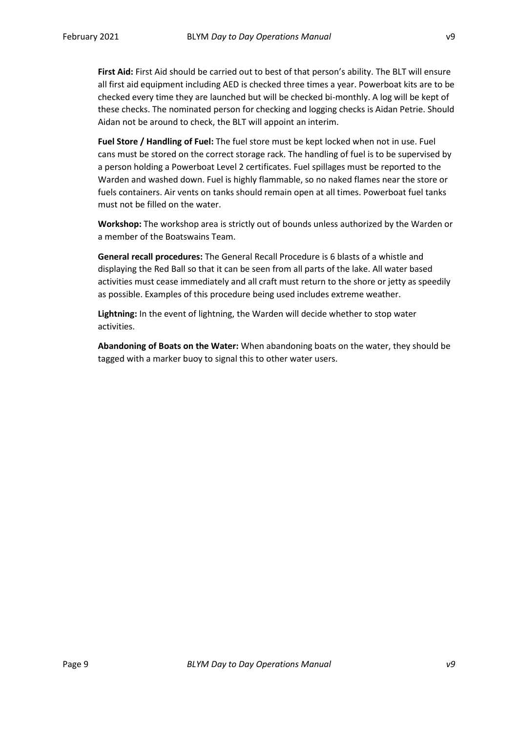**First Aid:** First Aid should be carried out to best of that person's ability. The BLT will ensure all first aid equipment including AED is checked three times a year. Powerboat kits are to be checked every time they are launched but will be checked bi-monthly. A log will be kept of these checks. The nominated person for checking and logging checks is Aidan Petrie. Should Aidan not be around to check, the BLT will appoint an interim.

**Fuel Store / Handling of Fuel:** The fuel store must be kept locked when not in use. Fuel cans must be stored on the correct storage rack. The handling of fuel is to be supervised by a person holding a Powerboat Level 2 certificates. Fuel spillages must be reported to the Warden and washed down. Fuel is highly flammable, so no naked flames near the store or fuels containers. Air vents on tanks should remain open at all times. Powerboat fuel tanks must not be filled on the water.

**Workshop:** The workshop area is strictly out of bounds unless authorized by the Warden or a member of the Boatswains Team.

**General recall procedures:** The General Recall Procedure is 6 blasts of a whistle and displaying the Red Ball so that it can be seen from all parts of the lake. All water based activities must cease immediately and all craft must return to the shore or jetty as speedily as possible. Examples of this procedure being used includes extreme weather.

**Lightning:** In the event of lightning, the Warden will decide whether to stop water activities.

**Abandoning of Boats on the Water:** When abandoning boats on the water, they should be tagged with a marker buoy to signal this to other water users.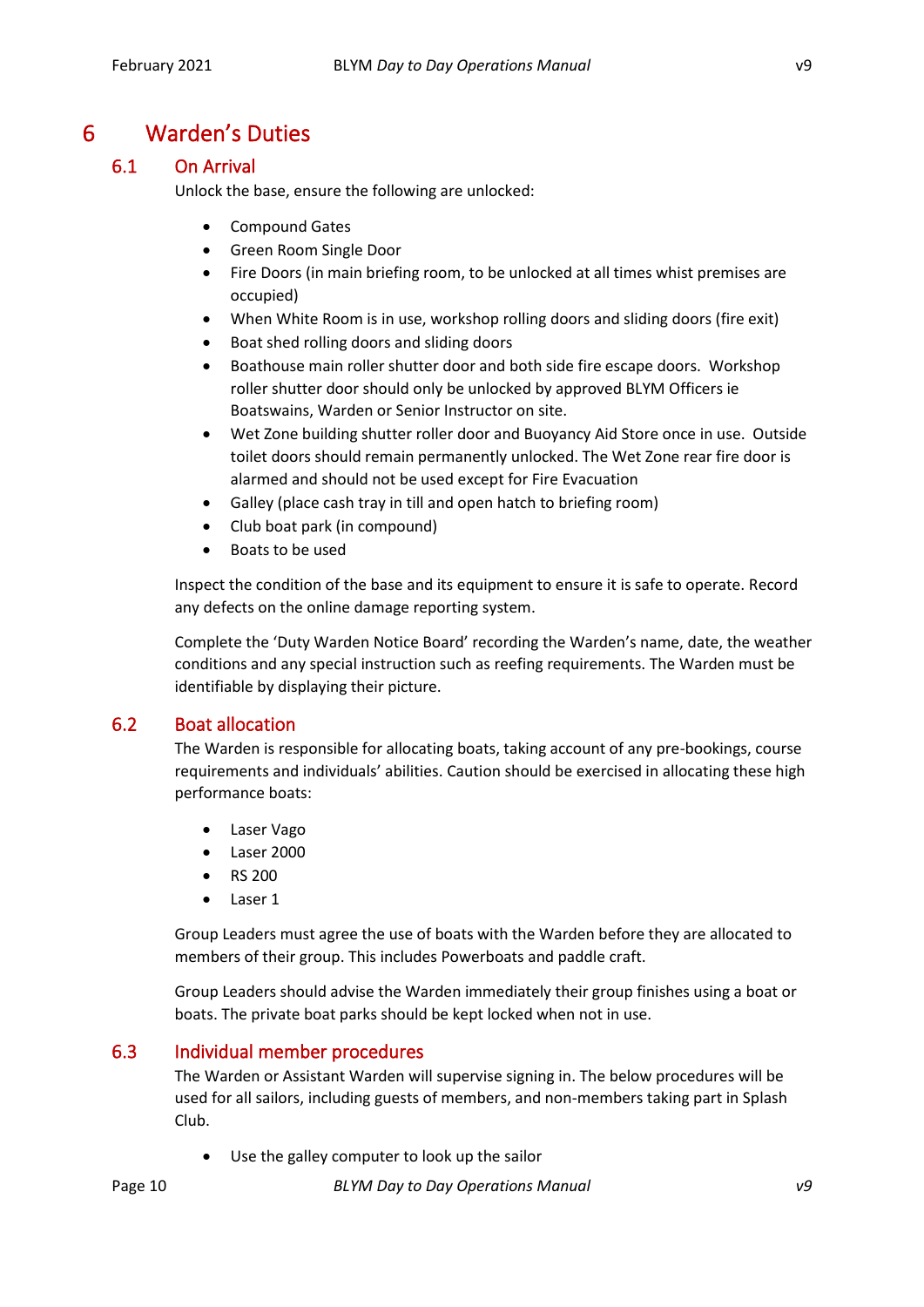# 6 Warden's Duties

## 6.1 On Arrival

Unlock the base, ensure the following are unlocked:

- Compound Gates
- Green Room Single Door
- Fire Doors (in main briefing room, to be unlocked at all times whist premises are occupied)
- When White Room is in use, workshop rolling doors and sliding doors (fire exit)
- Boat shed rolling doors and sliding doors
- Boathouse main roller shutter door and both side fire escape doors. Workshop roller shutter door should only be unlocked by approved BLYM Officers ie Boatswains, Warden or Senior Instructor on site.
- Wet Zone building shutter roller door and Buoyancy Aid Store once in use. Outside toilet doors should remain permanently unlocked. The Wet Zone rear fire door is alarmed and should not be used except for Fire Evacuation
- Galley (place cash tray in till and open hatch to briefing room)
- Club boat park (in compound)
- Boats to be used

Inspect the condition of the base and its equipment to ensure it is safe to operate. Record any defects on the online damage reporting system.

Complete the 'Duty Warden Notice Board' recording the Warden's name, date, the weather conditions and any special instruction such as reefing requirements. The Warden must be identifiable by displaying their picture.

## 6.2 Boat allocation

The Warden is responsible for allocating boats, taking account of any pre-bookings, course requirements and individuals' abilities. Caution should be exercised in allocating these high performance boats:

- Laser Vago
- Laser 2000
- RS 200
- Laser 1

Group Leaders must agree the use of boats with the Warden before they are allocated to members of their group. This includes Powerboats and paddle craft.

Group Leaders should advise the Warden immediately their group finishes using a boat or boats. The private boat parks should be kept locked when not in use.

## 6.3 Individual member procedures

The Warden or Assistant Warden will supervise signing in. The below procedures will be used for all sailors, including guests of members, and non-members taking part in Splash Club.

- Use the galley computer to look up the sailor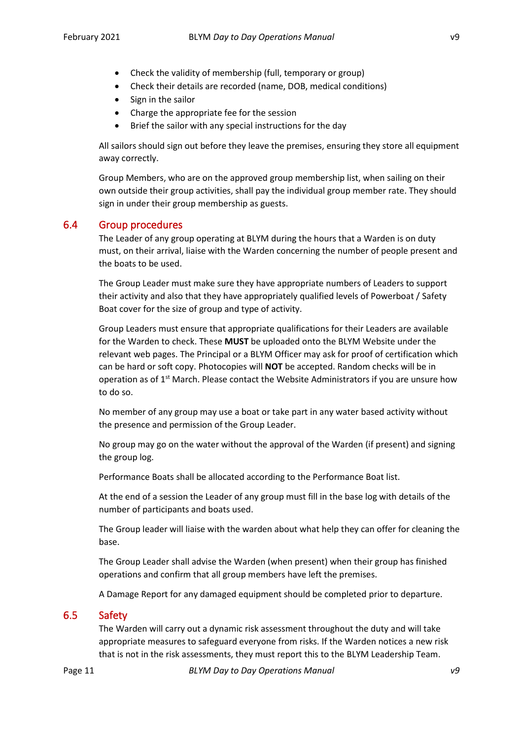- Check the validity of membership (full, temporary or group)
- Check their details are recorded (name, DOB, medical conditions)
- Sign in the sailor
- Charge the appropriate fee for the session
- Brief the sailor with any special instructions for the day

All sailors should sign out before they leave the premises, ensuring they store all equipment away correctly.

Group Members, who are on the approved group membership list, when sailing on their own outside their group activities, shall pay the individual group member rate. They should sign in under their group membership as guests.

## 6.4 Group procedures

The Leader of any group operating at BLYM during the hours that a Warden is on duty must, on their arrival, liaise with the Warden concerning the number of people present and the boats to be used.

The Group Leader must make sure they have appropriate numbers of Leaders to support their activity and also that they have appropriately qualified levels of Powerboat / Safety Boat cover for the size of group and type of activity.

Group Leaders must ensure that appropriate qualifications for their Leaders are available for the Warden to check. These **MUST** be uploaded onto the BLYM Website under the relevant web pages. The Principal or a BLYM Officer may ask for proof of certification which can be hard or soft copy. Photocopies will **NOT** be accepted. Random checks will be in operation as of 1st March. Please contact the Website Administrators if you are unsure how to do so.

No member of any group may use a boat or take part in any water based activity without the presence and permission of the Group Leader.

No group may go on the water without the approval of the Warden (if present) and signing the group log.

Performance Boats shall be allocated according to the Performance Boat list.

At the end of a session the Leader of any group must fill in the base log with details of the number of participants and boats used.

The Group leader will liaise with the warden about what help they can offer for cleaning the base.

The Group Leader shall advise the Warden (when present) when their group has finished operations and confirm that all group members have left the premises.

A Damage Report for any damaged equipment should be completed prior to departure.

## 6.5 Safety

The Warden will carry out a dynamic risk assessment throughout the duty and will take appropriate measures to safeguard everyone from risks. If the Warden notices a new risk that is not in the risk assessments, they must report this to the BLYM Leadership Team.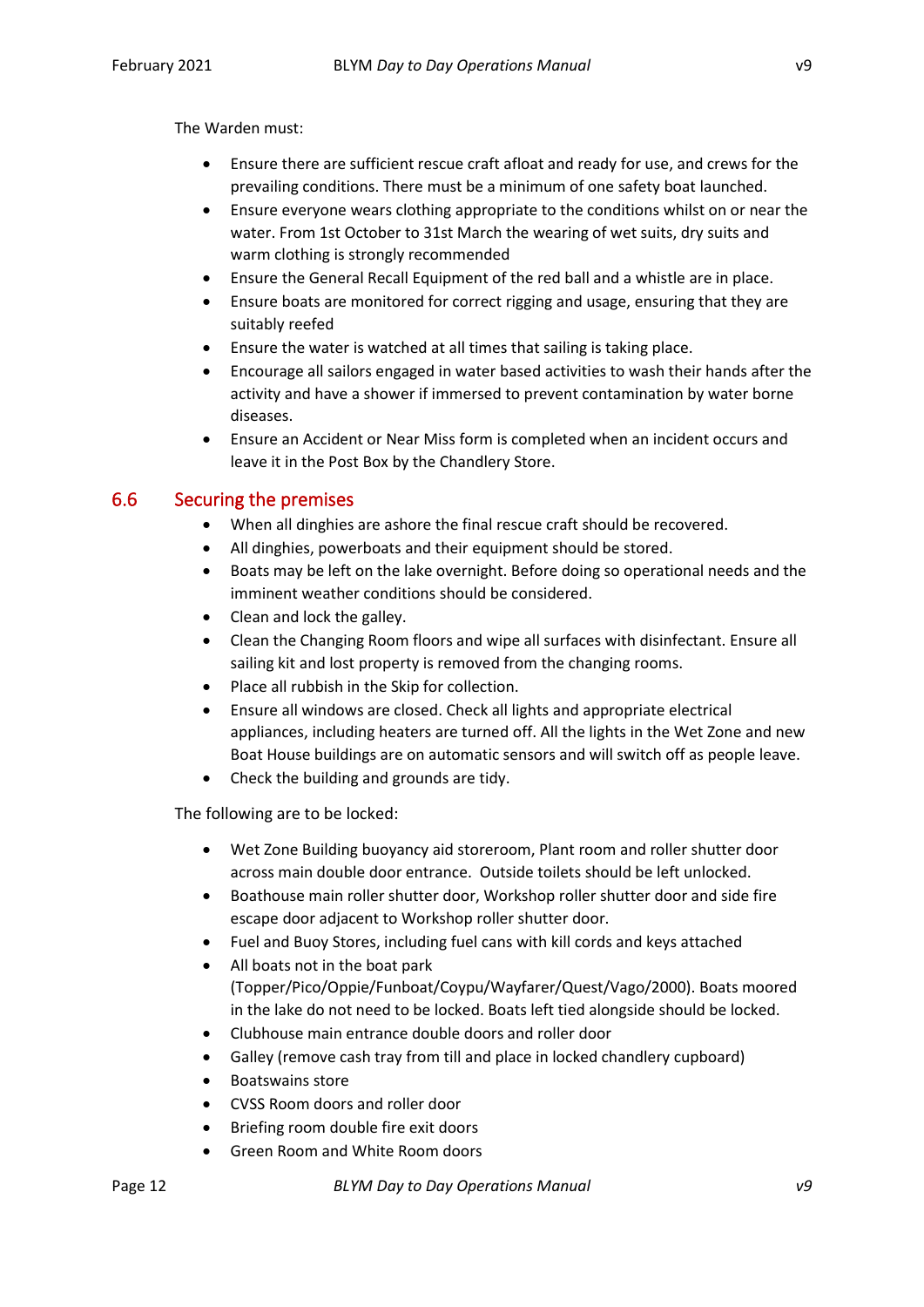The Warden must:

- Ensure there are sufficient rescue craft afloat and ready for use, and crews for the prevailing conditions. There must be a minimum of one safety boat launched.
- Ensure everyone wears clothing appropriate to the conditions whilst on or near the water. From 1st October to 31st March the wearing of wet suits, dry suits and warm clothing is strongly recommended
- Ensure the General Recall Equipment of the red ball and a whistle are in place.
- Ensure boats are monitored for correct rigging and usage, ensuring that they are suitably reefed
- Ensure the water is watched at all times that sailing is taking place.
- Encourage all sailors engaged in water based activities to wash their hands after the activity and have a shower if immersed to prevent contamination by water borne diseases.
- Ensure an Accident or Near Miss form is completed when an incident occurs and leave it in the Post Box by the Chandlery Store.

## 6.6 Securing the premises

- When all dinghies are ashore the final rescue craft should be recovered.
- All dinghies, powerboats and their equipment should be stored.
- Boats may be left on the lake overnight. Before doing so operational needs and the imminent weather conditions should be considered.
- Clean and lock the galley.
- Clean the Changing Room floors and wipe all surfaces with disinfectant. Ensure all sailing kit and lost property is removed from the changing rooms.
- Place all rubbish in the Skip for collection.
- Ensure all windows are closed. Check all lights and appropriate electrical appliances, including heaters are turned off. All the lights in the Wet Zone and new Boat House buildings are on automatic sensors and will switch off as people leave.
- Check the building and grounds are tidy.

The following are to be locked:

- Wet Zone Building buoyancy aid storeroom, Plant room and roller shutter door across main double door entrance. Outside toilets should be left unlocked.
- Boathouse main roller shutter door, Workshop roller shutter door and side fire escape door adjacent to Workshop roller shutter door.
- Fuel and Buoy Stores, including fuel cans with kill cords and keys attached
- All boats not in the boat park (Topper/Pico/Oppie/Funboat/Coypu/Wayfarer/Quest/Vago/2000). Boats moored in the lake do not need to be locked. Boats left tied alongside should be locked.
- Clubhouse main entrance double doors and roller door
- Galley (remove cash tray from till and place in locked chandlery cupboard)
- Boatswains store
- CVSS Room doors and roller door
- Briefing room double fire exit doors
- Green Room and White Room doors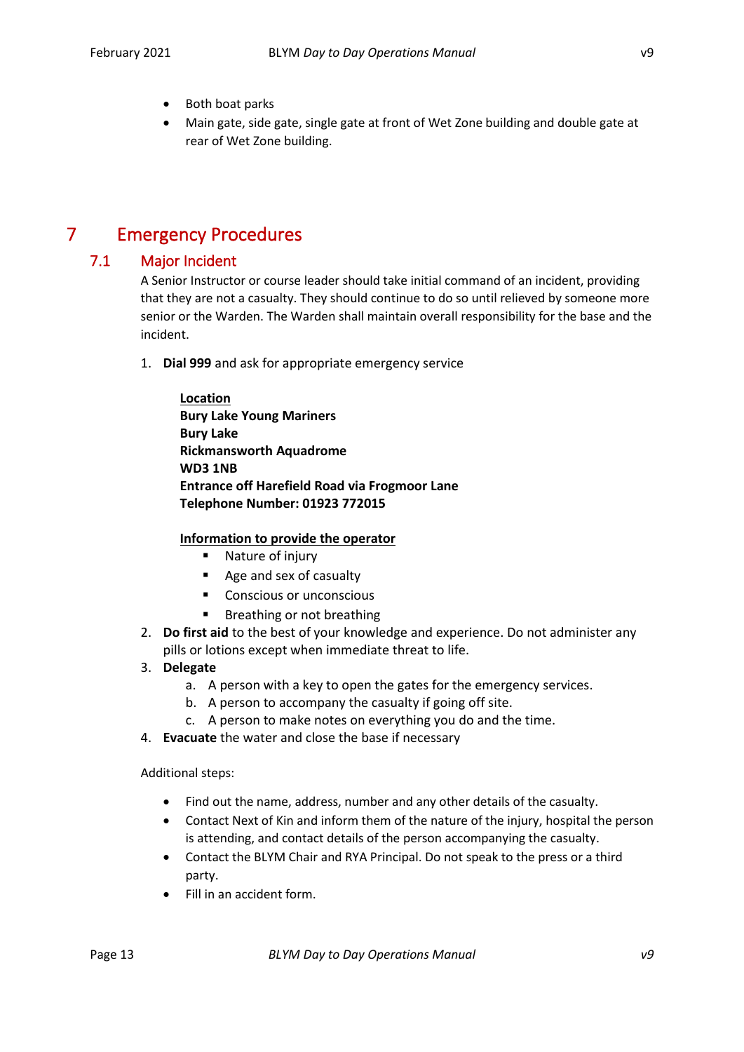- Both boat parks
- Main gate, side gate, single gate at front of Wet Zone building and double gate at rear of Wet Zone building.

# 7 Emergency Procedures

## 7.1 Major Incident

A Senior Instructor or course leader should take initial command of an incident, providing that they are not a casualty. They should continue to do so until relieved by someone more senior or the Warden. The Warden shall maintain overall responsibility for the base and the incident.

1. **Dial 999** and ask for appropriate emergency service

   **<u>Location</u>**
   **Bury Lake Young Mariners**
   **Bury Lake**
   **Rickmansworth Aquadrome**
   **WD3 1NB**
   **Entrance off Harefield Road via Frogmoor Lane**
   **Telephone Number: 01923 772015**

   **<u>Information to provide the operator</u>**
   - Nature of injury
   - Age and sex of casualty
   - Conscious or unconscious
   - Breathing or not breathing
2. **Do first aid** to the best of your knowledge and experience. Do not administer any pills or lotions except when immediate threat to life.
3. **Delegate**
   a. A person with a key to open the gates for the emergency services.
   b. A person to accompany the casualty if going off site.
   c. A person to make notes on everything you do and the time.
4. **Evacuate** the water and close the base if necessary

Additional steps:

- Find out the name, address, number and any other details of the casualty.
- Contact Next of Kin and inform them of the nature of the injury, hospital the person is attending, and contact details of the person accompanying the casualty.
- Contact the BLYM Chair and RYA Principal. Do not speak to the press or a third party.
- Fill in an accident form.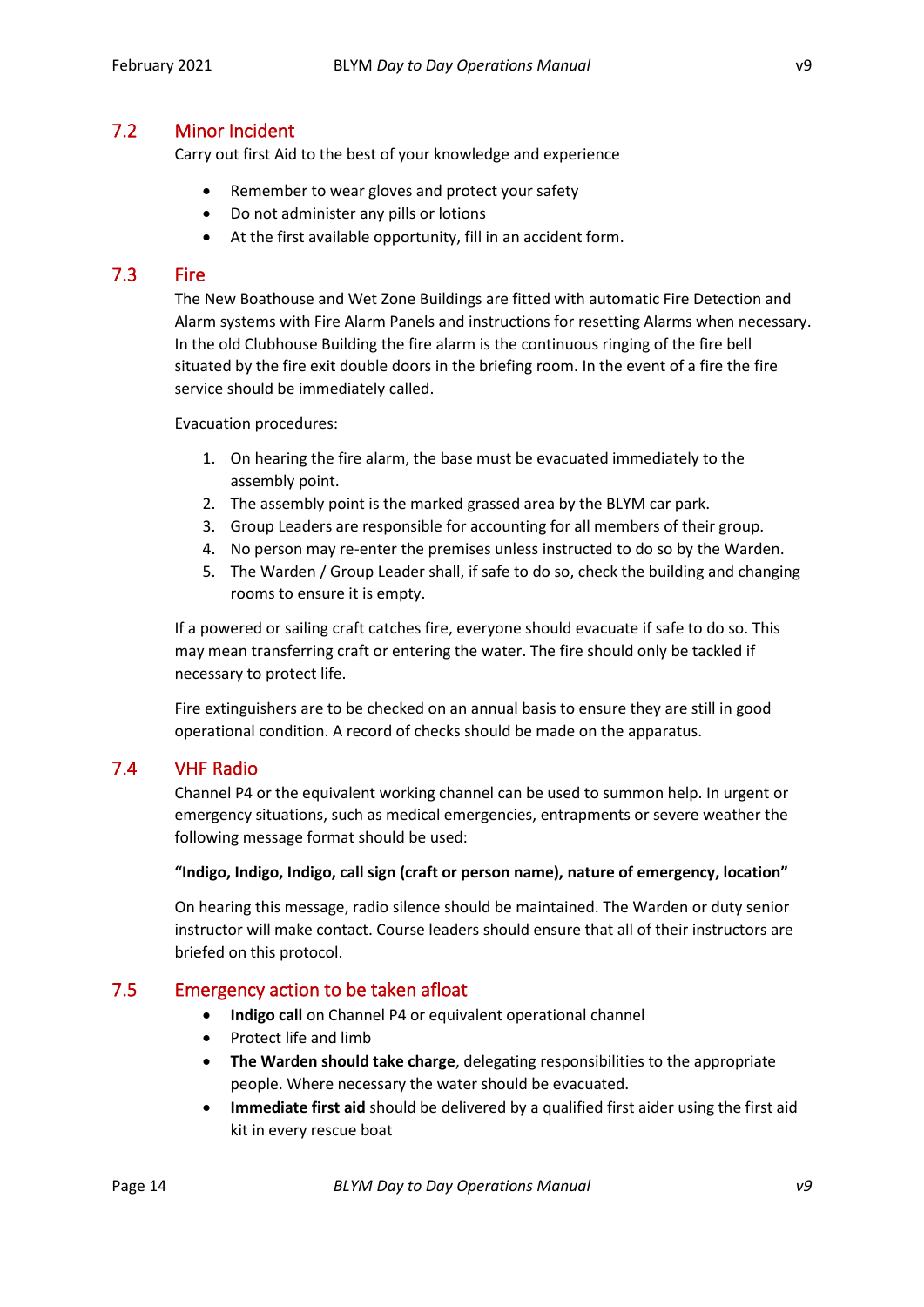## 7.2 Minor Incident

Carry out first Aid to the best of your knowledge and experience

- Remember to wear gloves and protect your safety
- Do not administer any pills or lotions
- At the first available opportunity, fill in an accident form.

## 7.3 Fire

The New Boathouse and Wet Zone Buildings are fitted with automatic Fire Detection and Alarm systems with Fire Alarm Panels and instructions for resetting Alarms when necessary. In the old Clubhouse Building the fire alarm is the continuous ringing of the fire bell situated by the fire exit double doors in the briefing room. In the event of a fire the fire service should be immediately called.

Evacuation procedures:

1. On hearing the fire alarm, the base must be evacuated immediately to the assembly point.
2. The assembly point is the marked grassed area by the BLYM car park.
3. Group Leaders are responsible for accounting for all members of their group.
4. No person may re-enter the premises unless instructed to do so by the Warden.
5. The Warden / Group Leader shall, if safe to do so, check the building and changing rooms to ensure it is empty.

If a powered or sailing craft catches fire, everyone should evacuate if safe to do so. This may mean transferring craft or entering the water. The fire should only be tackled if necessary to protect life.

Fire extinguishers are to be checked on an annual basis to ensure they are still in good operational condition. A record of checks should be made on the apparatus.

## 7.4 VHF Radio

Channel P4 or the equivalent working channel can be used to summon help. In urgent or emergency situations, such as medical emergencies, entrapments or severe weather the following message format should be used:

**"Indigo, Indigo, Indigo, call sign (craft or person name), nature of emergency, location"**

On hearing this message, radio silence should be maintained. The Warden or duty senior instructor will make contact. Course leaders should ensure that all of their instructors are briefed on this protocol.

## 7.5 Emergency action to be taken afloat

- **Indigo call** on Channel P4 or equivalent operational channel
- Protect life and limb
- **The Warden should take charge**, delegating responsibilities to the appropriate people. Where necessary the water should be evacuated.
- **Immediate first aid** should be delivered by a qualified first aider using the first aid kit in every rescue boat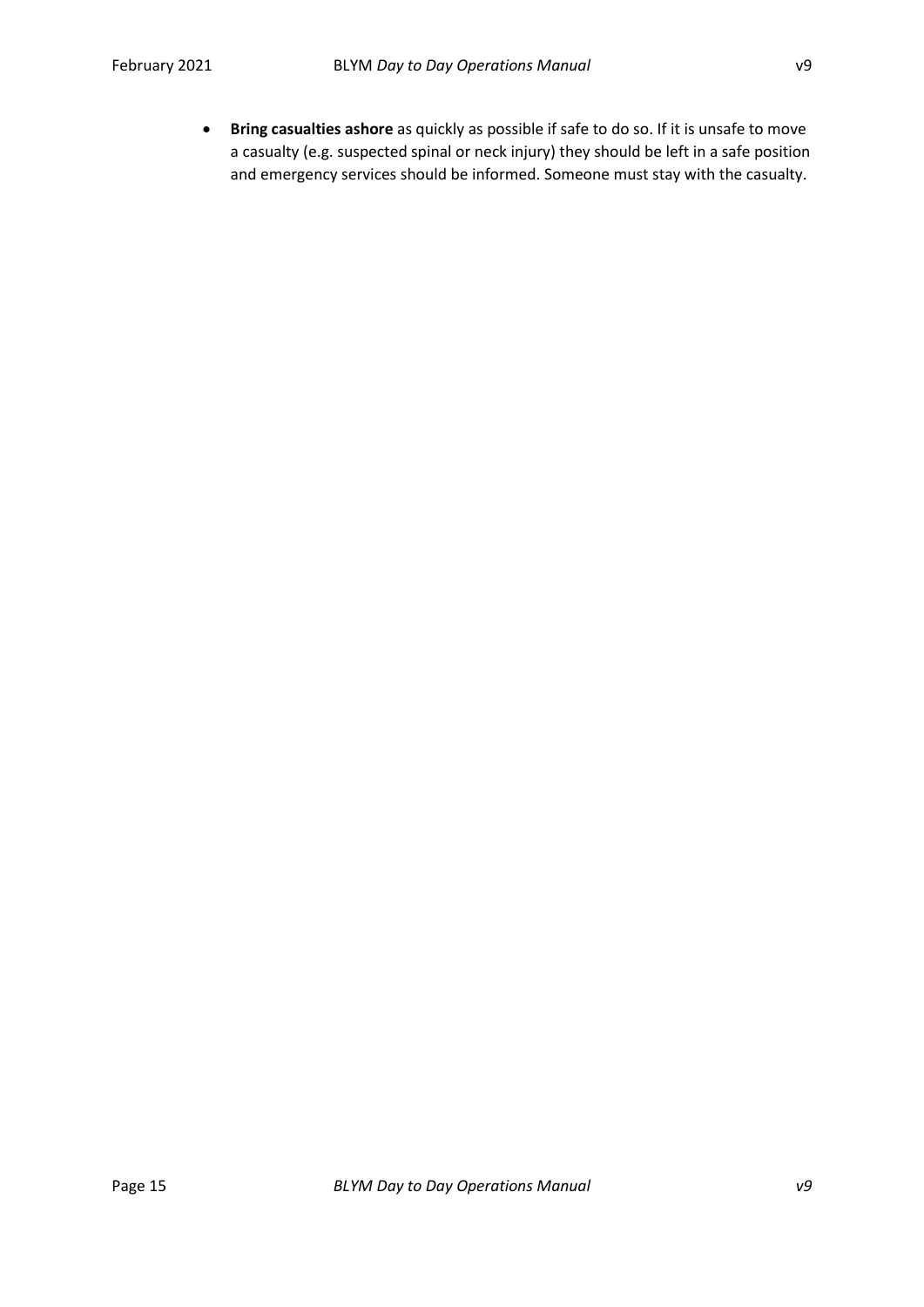- **Bring casualties ashore** as quickly as possible if safe to do so. If it is unsafe to move a casualty (e.g. suspected spinal or neck injury) they should be left in a safe position and emergency services should be informed. Someone must stay with the casualty.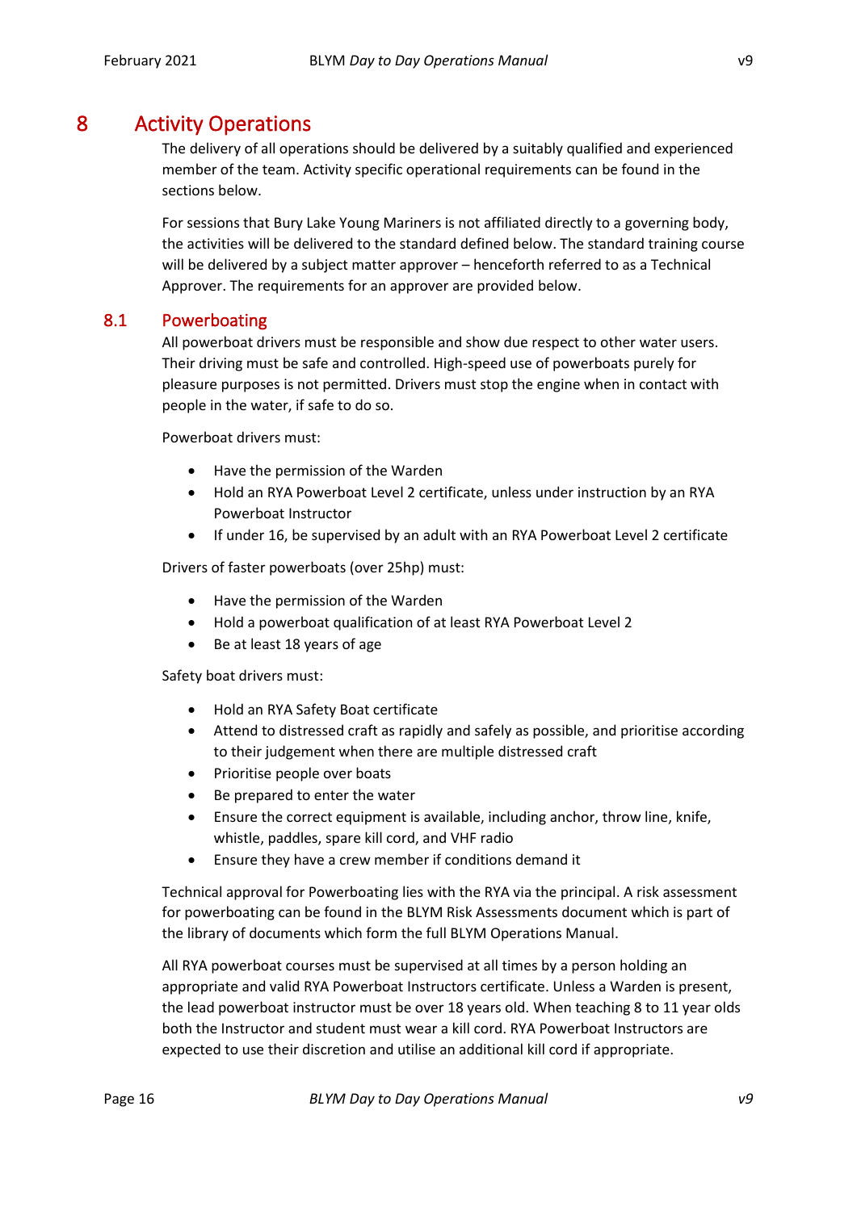# 8 Activity Operations

The delivery of all operations should be delivered by a suitably qualified and experienced member of the team. Activity specific operational requirements can be found in the sections below.

For sessions that Bury Lake Young Mariners is not affiliated directly to a governing body, the activities will be delivered to the standard defined below. The standard training course will be delivered by a subject matter approver – henceforth referred to as a Technical Approver. The requirements for an approver are provided below.

## 8.1 Powerboating

All powerboat drivers must be responsible and show due respect to other water users. Their driving must be safe and controlled. High-speed use of powerboats purely for pleasure purposes is not permitted. Drivers must stop the engine when in contact with people in the water, if safe to do so.

Powerboat drivers must:

- Have the permission of the Warden
- Hold an RYA Powerboat Level 2 certificate, unless under instruction by an RYA Powerboat Instructor
- If under 16, be supervised by an adult with an RYA Powerboat Level 2 certificate

Drivers of faster powerboats (over 25hp) must:

- Have the permission of the Warden
- Hold a powerboat qualification of at least RYA Powerboat Level 2
- Be at least 18 years of age

Safety boat drivers must:

- Hold an RYA Safety Boat certificate
- Attend to distressed craft as rapidly and safely as possible, and prioritise according to their judgement when there are multiple distressed craft
- Prioritise people over boats
- Be prepared to enter the water
- Ensure the correct equipment is available, including anchor, throw line, knife, whistle, paddles, spare kill cord, and VHF radio
- Ensure they have a crew member if conditions demand it

Technical approval for Powerboating lies with the RYA via the principal. A risk assessment for powerboating can be found in the BLYM Risk Assessments document which is part of the library of documents which form the full BLYM Operations Manual.

All RYA powerboat courses must be supervised at all times by a person holding an appropriate and valid RYA Powerboat Instructors certificate. Unless a Warden is present, the lead powerboat instructor must be over 18 years old. When teaching 8 to 11 year olds both the Instructor and student must wear a kill cord. RYA Powerboat Instructors are expected to use their discretion and utilise an additional kill cord if appropriate.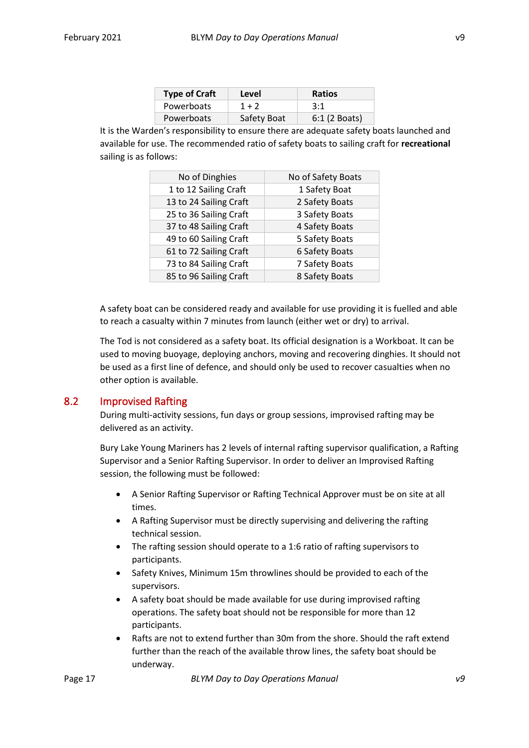| Type of Craft | Level | Ratios |
|---|---|---|
| Powerboats | 1 + 2 | 3:1 |
| Powerboats | Safety Boat | 6:1 (2 Boats) |

It is the Warden's responsibility to ensure there are adequate safety boats launched and available for use. The recommended ratio of safety boats to sailing craft for **recreational** sailing is as follows:

| No of Dinghies | No of Safety Boats |
|---|---|
| 1 to 12 Sailing Craft | 1 Safety Boat |
| 13 to 24 Sailing Craft | 2 Safety Boats |
| 25 to 36 Sailing Craft | 3 Safety Boats |
| 37 to 48 Sailing Craft | 4 Safety Boats |
| 49 to 60 Sailing Craft | 5 Safety Boats |
| 61 to 72 Sailing Craft | 6 Safety Boats |
| 73 to 84 Sailing Craft | 7 Safety Boats |
| 85 to 96 Sailing Craft | 8 Safety Boats |

A safety boat can be considered ready and available for use providing it is fuelled and able to reach a casualty within 7 minutes from launch (either wet or dry) to arrival.

The Tod is not considered as a safety boat. Its official designation is a Workboat. It can be used to moving buoyage, deploying anchors, moving and recovering dinghies. It should not be used as a first line of defence, and should only be used to recover casualties when no other option is available.

## 8.2 Improvised Rafting

During multi-activity sessions, fun days or group sessions, improvised rafting may be delivered as an activity.

Bury Lake Young Mariners has 2 levels of internal rafting supervisor qualification, a Rafting Supervisor and a Senior Rafting Supervisor. In order to deliver an Improvised Rafting session, the following must be followed:

- A Senior Rafting Supervisor or Rafting Technical Approver must be on site at all times.
- A Rafting Supervisor must be directly supervising and delivering the rafting technical session.
- The rafting session should operate to a 1:6 ratio of rafting supervisors to participants.
- Safety Knives, Minimum 15m throwlines should be provided to each of the supervisors.
- A safety boat should be made available for use during improvised rafting operations. The safety boat should not be responsible for more than 12 participants.
- Rafts are not to extend further than 30m from the shore. Should the raft extend further than the reach of the available throw lines, the safety boat should be underway.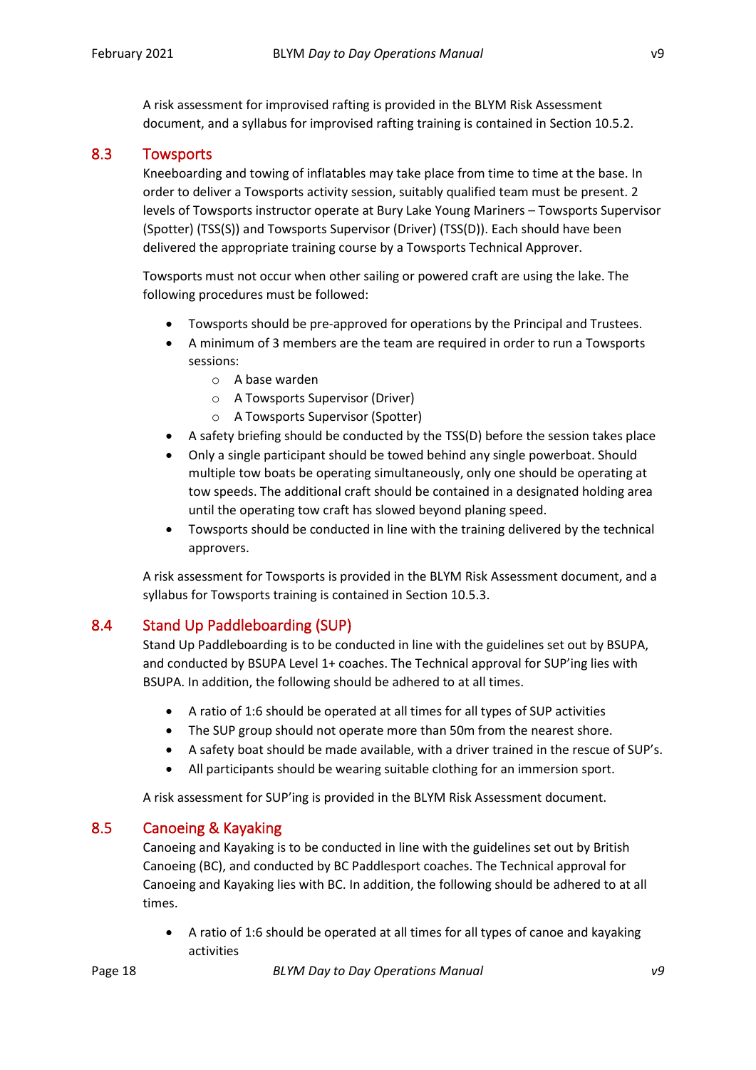A risk assessment for improvised rafting is provided in the BLYM Risk Assessment document, and a syllabus for improvised rafting training is contained in Section 10.5.2.

## 8.3 Towsports

Kneeboarding and towing of inflatables may take place from time to time at the base. In order to deliver a Towsports activity session, suitably qualified team must be present. 2 levels of Towsports instructor operate at Bury Lake Young Mariners – Towsports Supervisor (Spotter) (TSS(S)) and Towsports Supervisor (Driver) (TSS(D)). Each should have been delivered the appropriate training course by a Towsports Technical Approver.

Towsports must not occur when other sailing or powered craft are using the lake. The following procedures must be followed:

- Towsports should be pre-approved for operations by the Principal and Trustees.
- A minimum of 3 members are the team are required in order to run a Towsports sessions:
  - A base warden
  - A Towsports Supervisor (Driver)
  - A Towsports Supervisor (Spotter)
- A safety briefing should be conducted by the TSS(D) before the session takes place
- Only a single participant should be towed behind any single powerboat. Should multiple tow boats be operating simultaneously, only one should be operating at tow speeds. The additional craft should be contained in a designated holding area until the operating tow craft has slowed beyond planing speed.
- Towsports should be conducted in line with the training delivered by the technical approvers.

A risk assessment for Towsports is provided in the BLYM Risk Assessment document, and a syllabus for Towsports training is contained in Section 10.5.3.

## 8.4 Stand Up Paddleboarding (SUP)

Stand Up Paddleboarding is to be conducted in line with the guidelines set out by BSUPA, and conducted by BSUPA Level 1+ coaches. The Technical approval for SUP'ing lies with BSUPA. In addition, the following should be adhered to at all times.

- A ratio of 1:6 should be operated at all times for all types of SUP activities
- The SUP group should not operate more than 50m from the nearest shore.
- A safety boat should be made available, with a driver trained in the rescue of SUP's.
- All participants should be wearing suitable clothing for an immersion sport.

A risk assessment for SUP'ing is provided in the BLYM Risk Assessment document.

## 8.5 Canoeing & Kayaking

Canoeing and Kayaking is to be conducted in line with the guidelines set out by British Canoeing (BC), and conducted by BC Paddlesport coaches. The Technical approval for Canoeing and Kayaking lies with BC. In addition, the following should be adhered to at all times.

- A ratio of 1:6 should be operated at all times for all types of canoe and kayaking activities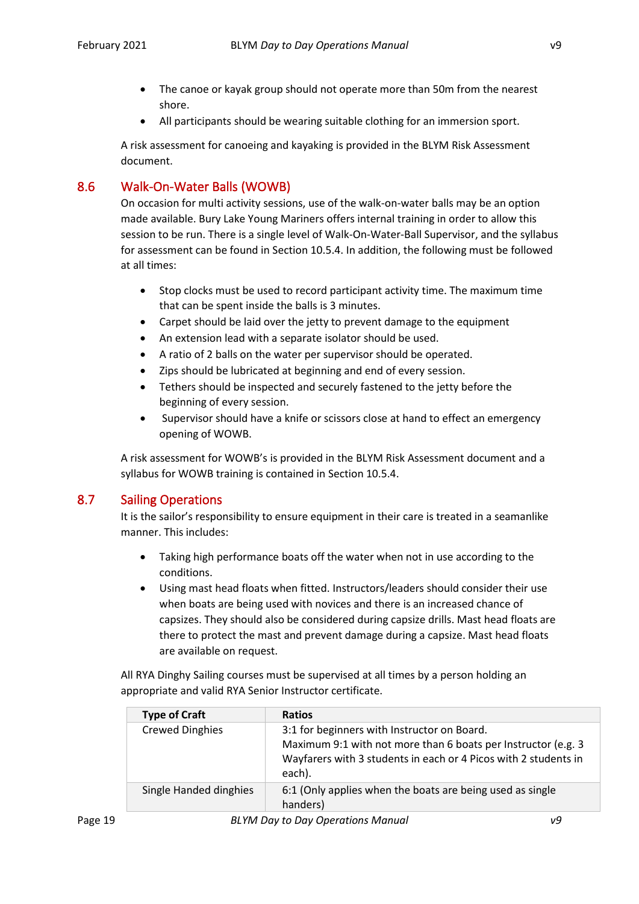- The canoe or kayak group should not operate more than 50m from the nearest shore.
- All participants should be wearing suitable clothing for an immersion sport.

A risk assessment for canoeing and kayaking is provided in the BLYM Risk Assessment document.

## 8.6 Walk-On-Water Balls (WOWB)

On occasion for multi activity sessions, use of the walk-on-water balls may be an option made available. Bury Lake Young Mariners offers internal training in order to allow this session to be run. There is a single level of Walk-On-Water-Ball Supervisor, and the syllabus for assessment can be found in Section 10.5.4. In addition, the following must be followed at all times:

- Stop clocks must be used to record participant activity time. The maximum time that can be spent inside the balls is 3 minutes.
- Carpet should be laid over the jetty to prevent damage to the equipment
- An extension lead with a separate isolator should be used.
- A ratio of 2 balls on the water per supervisor should be operated.
- Zips should be lubricated at beginning and end of every session.
- Tethers should be inspected and securely fastened to the jetty before the beginning of every session.
- Supervisor should have a knife or scissors close at hand to effect an emergency opening of WOWB.

A risk assessment for WOWB's is provided in the BLYM Risk Assessment document and a syllabus for WOWB training is contained in Section 10.5.4.

## 8.7 Sailing Operations

It is the sailor's responsibility to ensure equipment in their care is treated in a seamanlike manner. This includes:

- Taking high performance boats off the water when not in use according to the conditions.
- Using mast head floats when fitted. Instructors/leaders should consider their use when boats are being used with novices and there is an increased chance of capsizes. They should also be considered during capsize drills. Mast head floats are there to protect the mast and prevent damage during a capsize. Mast head floats are available on request.

All RYA Dinghy Sailing courses must be supervised at all times by a person holding an appropriate and valid RYA Senior Instructor certificate.

| Type of Craft | Ratios |
|---|---|
| Crewed Dinghies | 3:1 for beginners with Instructor on Board.<br>Maximum 9:1 with not more than 6 boats per Instructor (e.g. 3 Wayfarers with 3 students in each or 4 Picos with 2 students in each). |
| Single Handed dinghies | 6:1 (Only applies when the boats are being used as single handers) |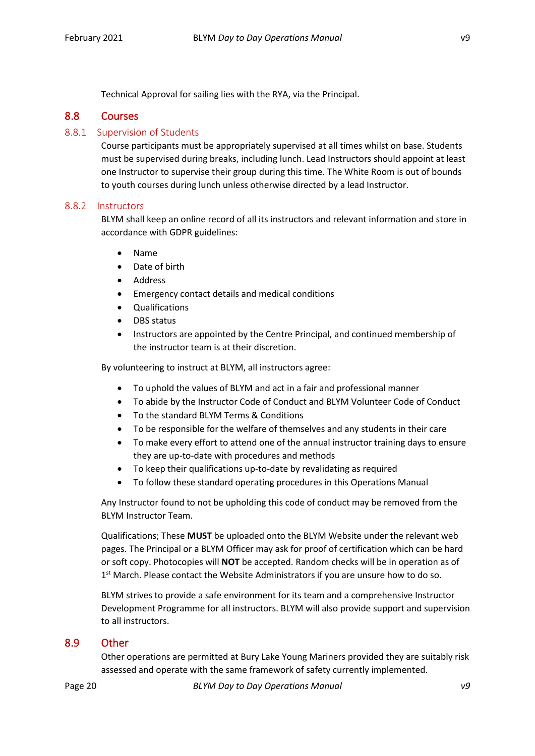Technical Approval for sailing lies with the RYA, via the Principal.

## 8.8 Courses

### 8.8.1 Supervision of Students

Course participants must be appropriately supervised at all times whilst on base. Students must be supervised during breaks, including lunch. Lead Instructors should appoint at least one Instructor to supervise their group during this time. The White Room is out of bounds to youth courses during lunch unless otherwise directed by a lead Instructor.

### 8.8.2 Instructors

BLYM shall keep an online record of all its instructors and relevant information and store in accordance with GDPR guidelines:

- Name
- Date of birth
- Address
- Emergency contact details and medical conditions
- Qualifications
- DBS status
- Instructors are appointed by the Centre Principal, and continued membership of the instructor team is at their discretion.

By volunteering to instruct at BLYM, all instructors agree:

- To uphold the values of BLYM and act in a fair and professional manner
- To abide by the Instructor Code of Conduct and BLYM Volunteer Code of Conduct
- To the standard BLYM Terms & Conditions
- To be responsible for the welfare of themselves and any students in their care
- To make every effort to attend one of the annual instructor training days to ensure they are up-to-date with procedures and methods
- To keep their qualifications up-to-date by revalidating as required
- To follow these standard operating procedures in this Operations Manual

Any Instructor found to not be upholding this code of conduct may be removed from the BLYM Instructor Team.

Qualifications; These **MUST** be uploaded onto the BLYM Website under the relevant web pages. The Principal or a BLYM Officer may ask for proof of certification which can be hard or soft copy. Photocopies will **NOT** be accepted. Random checks will be in operation as of 1st March. Please contact the Website Administrators if you are unsure how to do so.

BLYM strives to provide a safe environment for its team and a comprehensive Instructor Development Programme for all instructors. BLYM will also provide support and supervision to all instructors.

## 8.9 Other

Other operations are permitted at Bury Lake Young Mariners provided they are suitably risk assessed and operate with the same framework of safety currently implemented.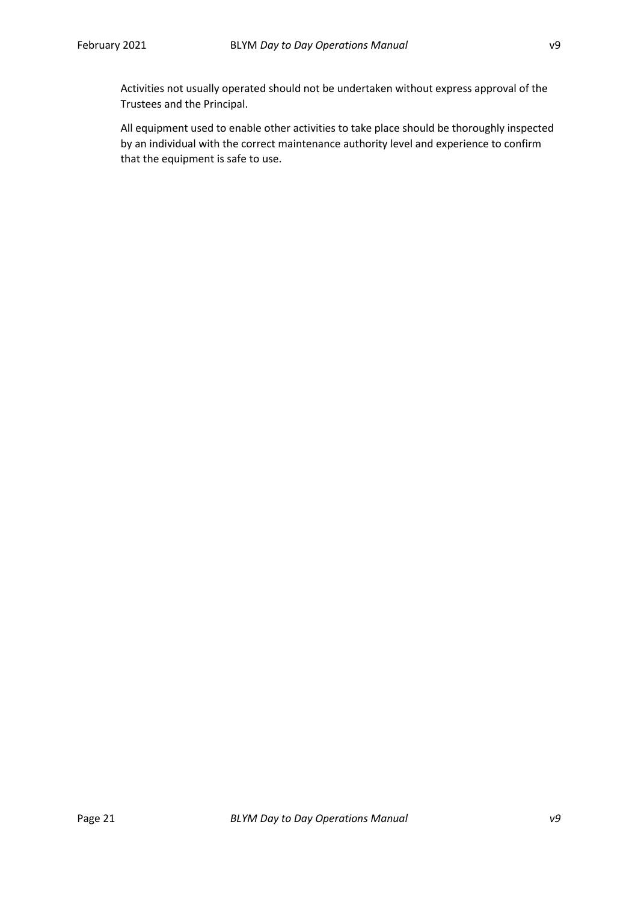Activities not usually operated should not be undertaken without express approval of the Trustees and the Principal.

All equipment used to enable other activities to take place should be thoroughly inspected by an individual with the correct maintenance authority level and experience to confirm that the equipment is safe to use.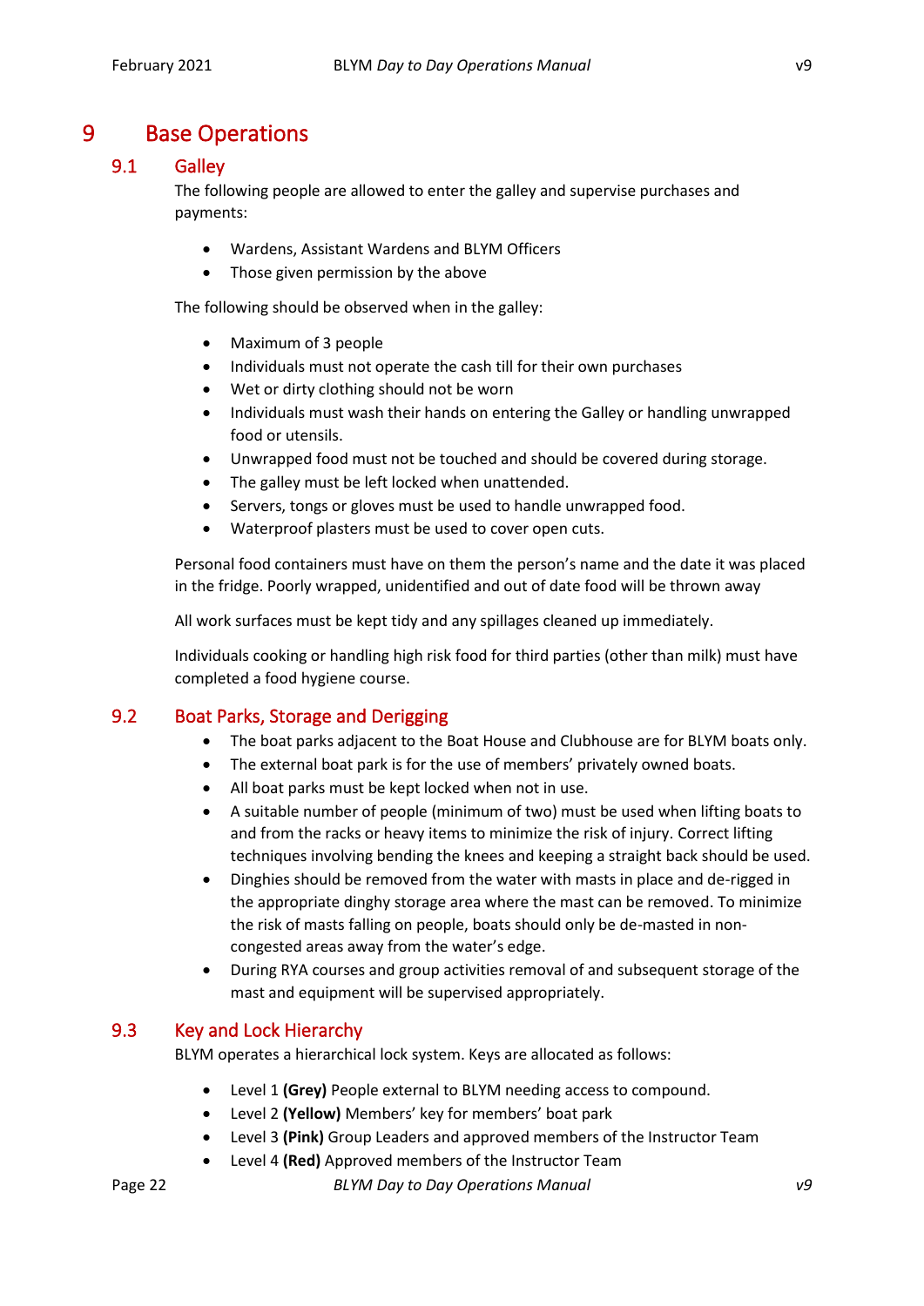# 9 Base Operations

## 9.1 Galley

The following people are allowed to enter the galley and supervise purchases and payments:

- Wardens, Assistant Wardens and BLYM Officers
- Those given permission by the above

The following should be observed when in the galley:

- Maximum of 3 people
- Individuals must not operate the cash till for their own purchases
- Wet or dirty clothing should not be worn
- Individuals must wash their hands on entering the Galley or handling unwrapped food or utensils.
- Unwrapped food must not be touched and should be covered during storage.
- The galley must be left locked when unattended.
- Servers, tongs or gloves must be used to handle unwrapped food.
- Waterproof plasters must be used to cover open cuts.

Personal food containers must have on them the person's name and the date it was placed in the fridge. Poorly wrapped, unidentified and out of date food will be thrown away

All work surfaces must be kept tidy and any spillages cleaned up immediately.

Individuals cooking or handling high risk food for third parties (other than milk) must have completed a food hygiene course.

## 9.2 Boat Parks, Storage and Derigging

- The boat parks adjacent to the Boat House and Clubhouse are for BLYM boats only.
- The external boat park is for the use of members' privately owned boats.
- All boat parks must be kept locked when not in use.
- A suitable number of people (minimum of two) must be used when lifting boats to and from the racks or heavy items to minimize the risk of injury. Correct lifting techniques involving bending the knees and keeping a straight back should be used.
- Dinghies should be removed from the water with masts in place and de-rigged in the appropriate dinghy storage area where the mast can be removed. To minimize the risk of masts falling on people, boats should only be de-masted in non-congested areas away from the water's edge.
- During RYA courses and group activities removal of and subsequent storage of the mast and equipment will be supervised appropriately.

## 9.3 Key and Lock Hierarchy

BLYM operates a hierarchical lock system. Keys are allocated as follows:

- Level 1 **(Grey)** People external to BLYM needing access to compound.
- Level 2 **(Yellow)** Members' key for members' boat park
- Level 3 **(Pink)** Group Leaders and approved members of the Instructor Team
- Level 4 **(Red)** Approved members of the Instructor Team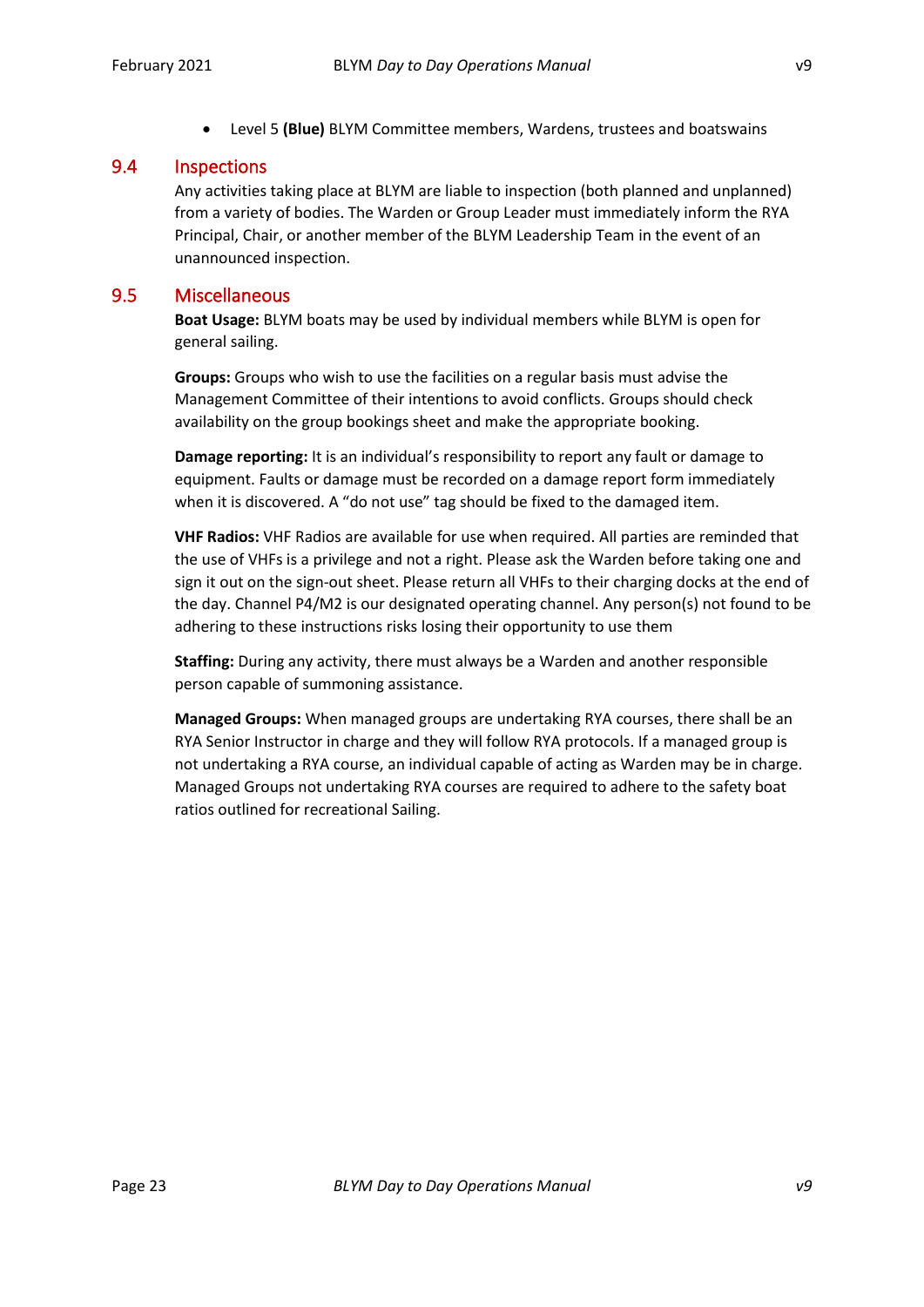- Level 5 **(Blue)** BLYM Committee members, Wardens, trustees and boatswains

## 9.4 Inspections

Any activities taking place at BLYM are liable to inspection (both planned and unplanned) from a variety of bodies. The Warden or Group Leader must immediately inform the RYA Principal, Chair, or another member of the BLYM Leadership Team in the event of an unannounced inspection.

## 9.5 Miscellaneous

**Boat Usage:** BLYM boats may be used by individual members while BLYM is open for general sailing.

**Groups:** Groups who wish to use the facilities on a regular basis must advise the Management Committee of their intentions to avoid conflicts. Groups should check availability on the group bookings sheet and make the appropriate booking.

**Damage reporting:** It is an individual's responsibility to report any fault or damage to equipment. Faults or damage must be recorded on a damage report form immediately when it is discovered. A "do not use" tag should be fixed to the damaged item.

**VHF Radios:** VHF Radios are available for use when required. All parties are reminded that the use of VHFs is a privilege and not a right. Please ask the Warden before taking one and sign it out on the sign-out sheet. Please return all VHFs to their charging docks at the end of the day. Channel P4/M2 is our designated operating channel. Any person(s) not found to be adhering to these instructions risks losing their opportunity to use them

**Staffing:** During any activity, there must always be a Warden and another responsible person capable of summoning assistance.

**Managed Groups:** When managed groups are undertaking RYA courses, there shall be an RYA Senior Instructor in charge and they will follow RYA protocols. If a managed group is not undertaking a RYA course, an individual capable of acting as Warden may be in charge. Managed Groups not undertaking RYA courses are required to adhere to the safety boat ratios outlined for recreational Sailing.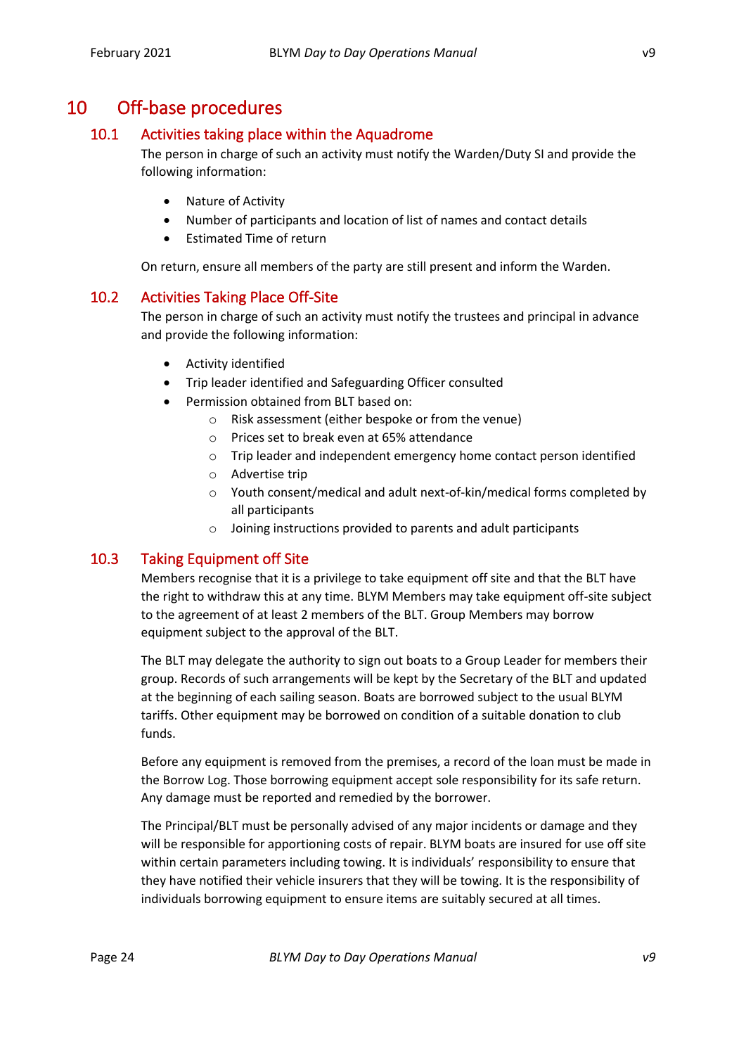# 10 Off-base procedures

## 10.1 Activities taking place within the Aquadrome

The person in charge of such an activity must notify the Warden/Duty SI and provide the following information:

- Nature of Activity
- Number of participants and location of list of names and contact details
- Estimated Time of return

On return, ensure all members of the party are still present and inform the Warden.

## 10.2 Activities Taking Place Off-Site

The person in charge of such an activity must notify the trustees and principal in advance and provide the following information:

- Activity identified
- Trip leader identified and Safeguarding Officer consulted
- Permission obtained from BLT based on:
    - Risk assessment (either bespoke or from the venue)
    - Prices set to break even at 65% attendance
    - Trip leader and independent emergency home contact person identified
    - Advertise trip
    - Youth consent/medical and adult next-of-kin/medical forms completed by all participants
    - Joining instructions provided to parents and adult participants

## 10.3 Taking Equipment off Site

Members recognise that it is a privilege to take equipment off site and that the BLT have the right to withdraw this at any time. BLYM Members may take equipment off-site subject to the agreement of at least 2 members of the BLT. Group Members may borrow equipment subject to the approval of the BLT.

The BLT may delegate the authority to sign out boats to a Group Leader for members their group. Records of such arrangements will be kept by the Secretary of the BLT and updated at the beginning of each sailing season. Boats are borrowed subject to the usual BLYM tariffs. Other equipment may be borrowed on condition of a suitable donation to club funds.

Before any equipment is removed from the premises, a record of the loan must be made in the Borrow Log. Those borrowing equipment accept sole responsibility for its safe return. Any damage must be reported and remedied by the borrower.

The Principal/BLT must be personally advised of any major incidents or damage and they will be responsible for apportioning costs of repair. BLYM boats are insured for use off site within certain parameters including towing. It is individuals' responsibility to ensure that they have notified their vehicle insurers that they will be towing. It is the responsibility of individuals borrowing equipment to ensure items are suitably secured at all times.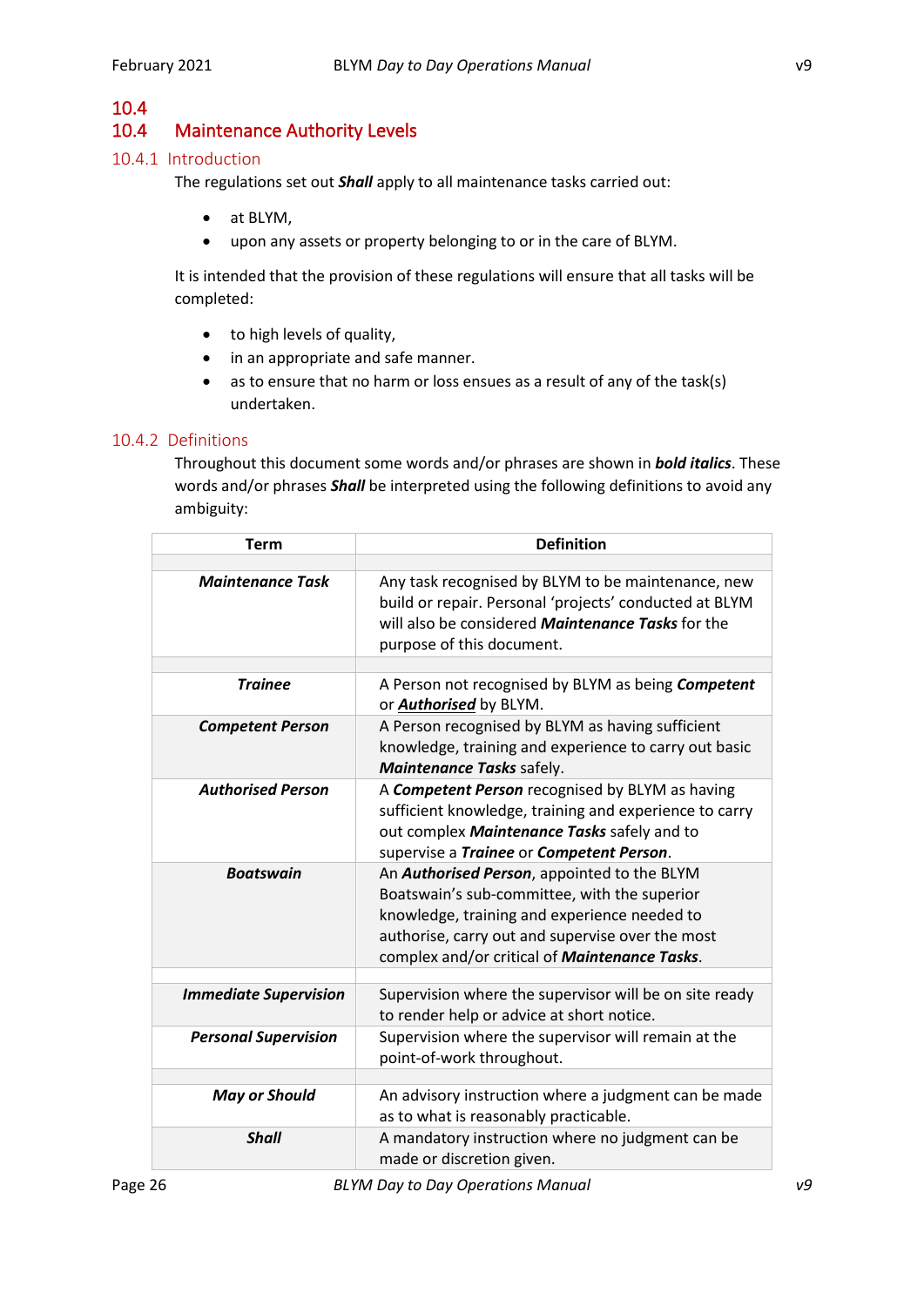## 10.4

## 10.4 Maintenance Authority Levels

### 10.4.1 Introduction

The regulations set out ***Shall*** apply to all maintenance tasks carried out:

- at BLYM,
- upon any assets or property belonging to or in the care of BLYM.

It is intended that the provision of these regulations will ensure that all tasks will be completed:

- to high levels of quality,
- in an appropriate and safe manner.
- as to ensure that no harm or loss ensues as a result of any of the task(s) undertaken.

### 10.4.2 Definitions

Throughout this document some words and/or phrases are shown in ***bold italics***. These words and/or phrases ***Shall*** be interpreted using the following definitions to avoid any ambiguity:

| Term | Definition |
|---|---|
| | |
| ***Maintenance Task*** | Any task recognised by BLYM to be maintenance, new build or repair. Personal 'projects' conducted at BLYM will also be considered ***Maintenance Tasks*** for the purpose of this document. |
| | |
| ***Trainee*** | A Person not recognised by BLYM as being ***Competent*** or ***<u>Authorised</u>*** by BLYM. |
| ***Competent Person*** | A Person recognised by BLYM as having sufficient knowledge, training and experience to carry out basic ***Maintenance Tasks*** safely. |
| ***Authorised Person*** | A ***Competent Person*** recognised by BLYM as having sufficient knowledge, training and experience to carry out complex ***Maintenance Tasks*** safely and to supervise a ***Trainee*** or ***Competent Person***. |
| ***Boatswain*** | An ***Authorised Person***, appointed to the BLYM Boatswain's sub-committee, with the superior knowledge, training and experience needed to authorise, carry out and supervise over the most complex and/or critical of ***Maintenance Tasks***. |
| | |
| ***Immediate Supervision*** | Supervision where the supervisor will be on site ready to render help or advice at short notice. |
| ***Personal Supervision*** | Supervision where the supervisor will remain at the point-of-work throughout. |
| | |
| ***May or Should*** | An advisory instruction where a judgment can be made as to what is reasonably practicable. |
| ***Shall*** | A mandatory instruction where no judgment can be made or discretion given. |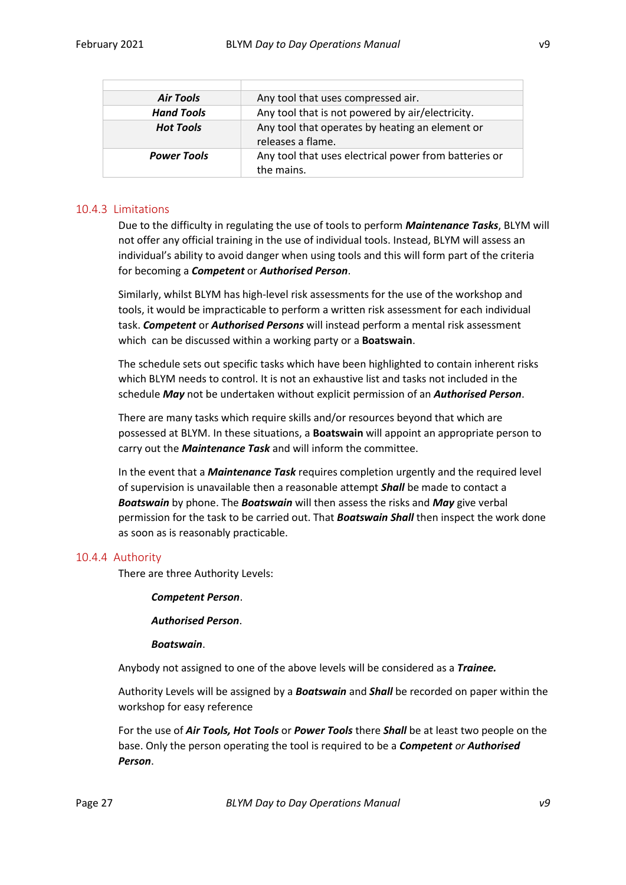| | |
|---|---|
| ***Air Tools*** | Any tool that uses compressed air. |
| ***Hand Tools*** | Any tool that is not powered by air/electricity. |
| ***Hot Tools*** | Any tool that operates by heating an element or releases a flame. |
| ***Power Tools*** | Any tool that uses electrical power from batteries or the mains. |

### 10.4.3 Limitations

Due to the difficulty in regulating the use of tools to perform ***Maintenance Tasks***, BLYM will not offer any official training in the use of individual tools. Instead, BLYM will assess an individual's ability to avoid danger when using tools and this will form part of the criteria for becoming a ***Competent*** or ***Authorised Person***.

Similarly, whilst BLYM has high-level risk assessments for the use of the workshop and tools, it would be impracticable to perform a written risk assessment for each individual task. ***Competent*** or ***Authorised Persons*** will instead perform a mental risk assessment which can be discussed within a working party or a **Boatswain**.

The schedule sets out specific tasks which have been highlighted to contain inherent risks which BLYM needs to control. It is not an exhaustive list and tasks not included in the schedule ***May*** not be undertaken without explicit permission of an ***Authorised Person***.

There are many tasks which require skills and/or resources beyond that which are possessed at BLYM. In these situations, a **Boatswain** will appoint an appropriate person to carry out the ***Maintenance Task*** and will inform the committee.

In the event that a ***Maintenance Task*** requires completion urgently and the required level of supervision is unavailable then a reasonable attempt ***Shall*** be made to contact a ***Boatswain*** by phone. The ***Boatswain*** will then assess the risks and ***May*** give verbal permission for the task to be carried out. That ***Boatswain Shall*** then inspect the work done as soon as is reasonably practicable.

### 10.4.4 Authority

There are three Authority Levels:

***Competent Person***.

***Authorised Person***.

***Boatswain***.

Anybody not assigned to one of the above levels will be considered as a ***Trainee.***

Authority Levels will be assigned by a ***Boatswain*** and ***Shall*** be recorded on paper within the workshop for easy reference

For the use of ***Air Tools, Hot Tools*** or ***Power Tools*** there ***Shall*** be at least two people on the base. Only the person operating the tool is required to be a ***Competent*** *or* ***Authorised Person***.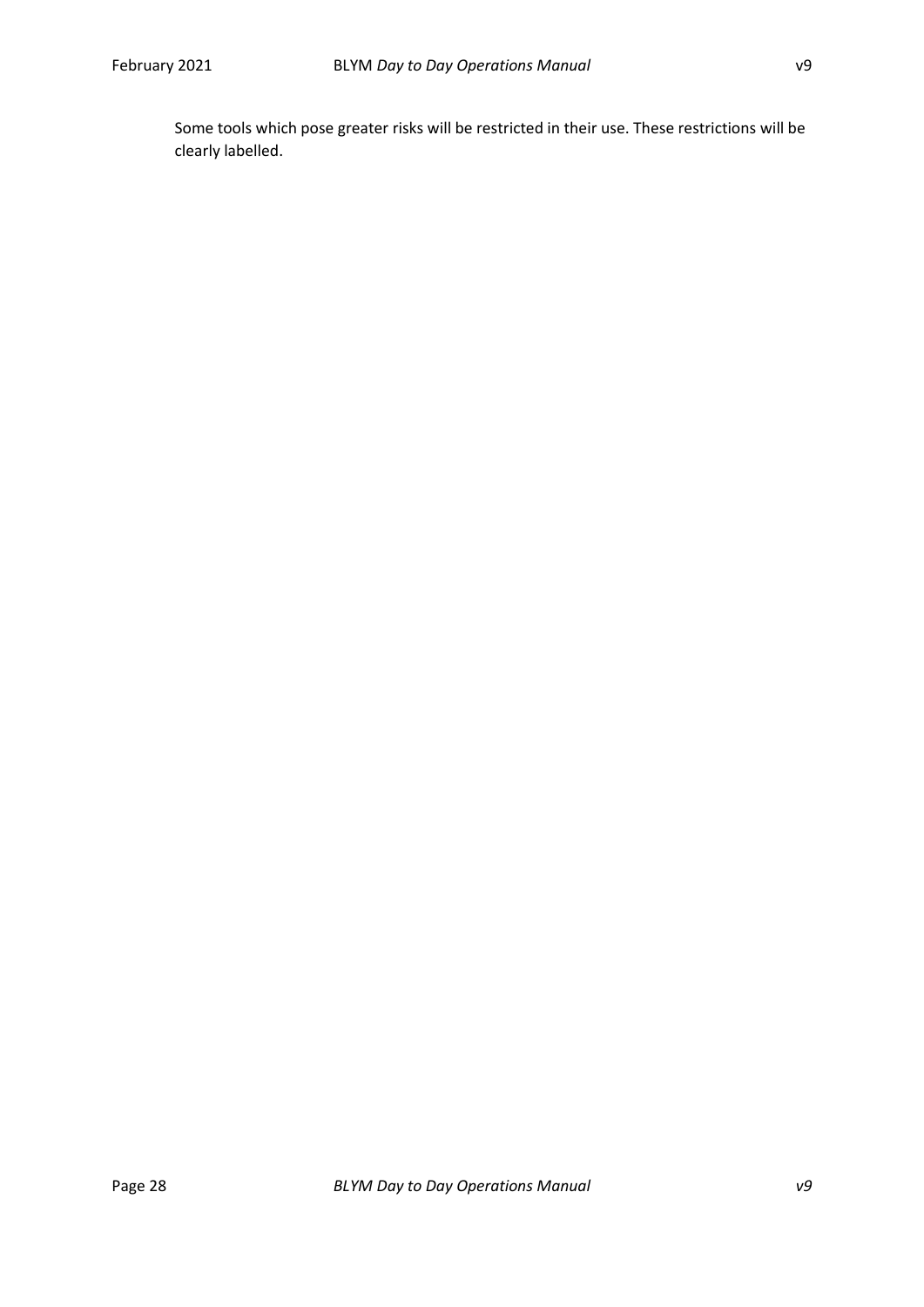Some tools which pose greater risks will be restricted in their use. These restrictions will be clearly labelled.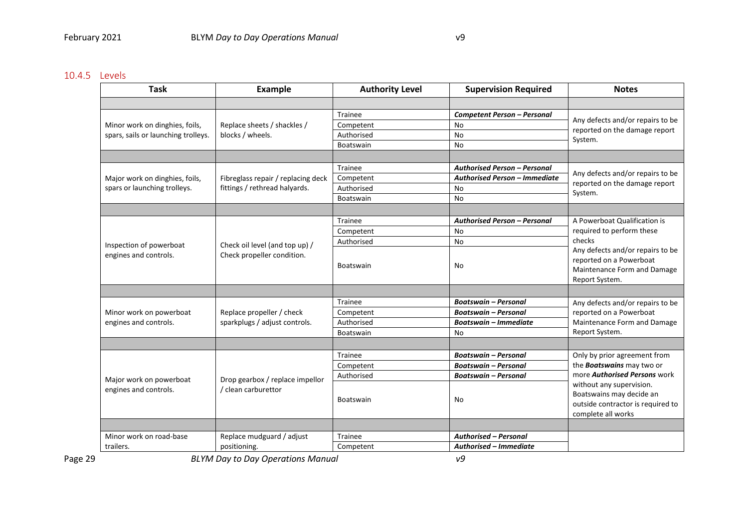### 10.4.5 Levels

| Task | Example | Authority Level | Supervision Required | Notes |
|---|---|---|---|---|
| | | | | |
| Minor work on dinghies, foils, spars, sails or launching trolleys. | Replace sheets / shackles / blocks / wheels. | Trainee | ***Competent Person – Personal*** | Any defects and/or repairs to be reported on the damage report System. |
| | | Competent | No | |
| | | Authorised | No | |
| | | Boatswain | No | |
| | | | | |
| Major work on dinghies, foils, spars or launching trolleys. | Fibreglass repair / replacing deck fittings / rethread halyards. | Trainee | ***Authorised Person – Personal*** | Any defects and/or repairs to be reported on the damage report System. |
| | | Competent | ***Authorised Person – Immediate*** | |
| | | Authorised | No | |
| | | Boatswain | No | |
| | | | | |
| Inspection of powerboat engines and controls. | Check oil level (and top up) / Check propeller condition. | Trainee | ***Authorised Person – Personal*** | A Powerboat Qualification is required to perform these checks<br>Any defects and/or repairs to be reported on a Powerboat Maintenance Form and Damage Report System. |
| | | Competent | No | |
| | | Authorised | No | |
| | | Boatswain | No | |
| | | | | |
| Minor work on powerboat engines and controls. | Replace propeller / check sparkplugs / adjust controls. | Trainee | ***Boatswain – Personal*** | Any defects and/or repairs to be reported on a Powerboat Maintenance Form and Damage Report System. |
| | | Competent | ***Boatswain – Personal*** | |
| | | Authorised | ***Boatswain – Immediate*** | |
| | | Boatswain | No | |
| | | | | |
| Major work on powerboat engines and controls. | Drop gearbox / replace impellor / clean carburettor | Trainee | ***Boatswain – Personal*** | Only by prior agreement from the ***Boatswains*** may two or more ***Authorised Persons*** work without any supervision. Boatswains may decide an outside contractor is required to complete all works |
| | | Competent | ***Boatswain – Personal*** | |
| | | Authorised | ***Boatswain – Personal*** | |
| | | Boatswain | No | |
| | | | | |
| Minor work on road-base trailers. | Replace mudguard / adjust positioning. | Trainee | ***Authorised – Personal*** | |
| | | Competent | ***Authorised – Immediate*** | |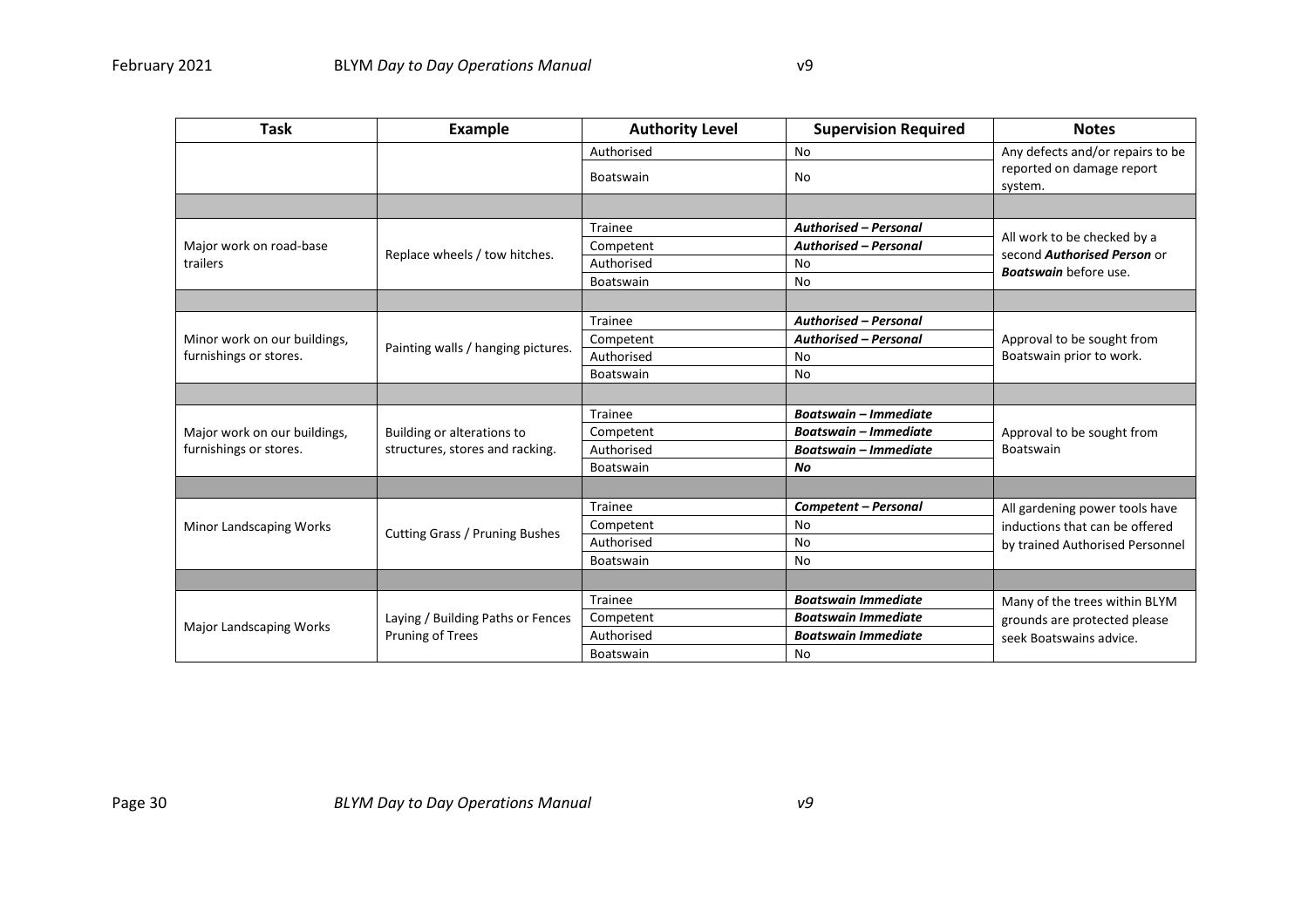| Task | Example | Authority Level | Supervision Required | Notes |
|---|---|---|---|---|
| | | Authorised | No | Any defects and/or repairs to be reported on damage report system. |
| | | Boatswain | No | |
| | | | | |
| Major work on road-base trailers | Replace wheels / tow hitches. | Trainee | ***Authorised – Personal*** | All work to be checked by a second ***Authorised Person*** or ***Boatswain*** before use. |
| | | Competent | ***Authorised – Personal*** | |
| | | Authorised | No | |
| | | Boatswain | No | |
| | | | | |
| Minor work on our buildings, furnishings or stores. | Painting walls / hanging pictures. | Trainee | ***Authorised – Personal*** | Approval to be sought from Boatswain prior to work. |
| | | Competent | ***Authorised – Personal*** | |
| | | Authorised | No | |
| | | Boatswain | No | |
| | | | | |
| Major work on our buildings, furnishings or stores. | Building or alterations to structures, stores and racking. | Trainee | ***Boatswain – Immediate*** | Approval to be sought from Boatswain |
| | | Competent | ***Boatswain – Immediate*** | |
| | | Authorised | ***Boatswain – Immediate*** | |
| | | Boatswain | ***No*** | |
| | | | | |
| Minor Landscaping Works | Cutting Grass / Pruning Bushes | Trainee | ***Competent – Personal*** | All gardening power tools have inductions that can be offered by trained Authorised Personnel |
| | | Competent | No | |
| | | Authorised | No | |
| | | Boatswain | No | |
| | | | | |
| Major Landscaping Works | Laying / Building Paths or Fences Pruning of Trees | Trainee | ***Boatswain Immediate*** | Many of the trees within BLYM grounds are protected please seek Boatswains advice. |
| | | Competent | ***Boatswain Immediate*** | |
| | | Authorised | ***Boatswain Immediate*** | |
| | | Boatswain | No | |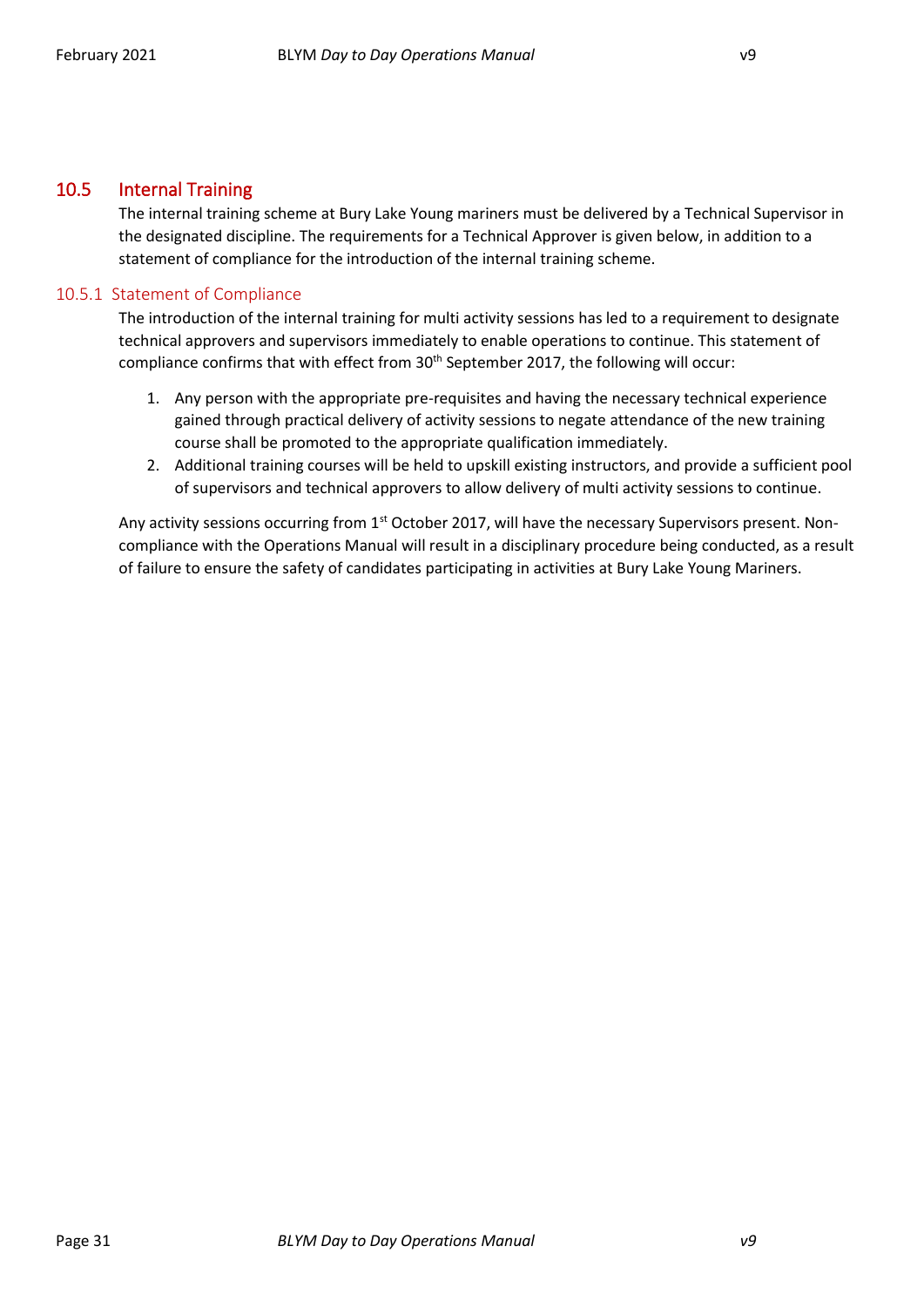## 10.5 Internal Training

The internal training scheme at Bury Lake Young mariners must be delivered by a Technical Supervisor in the designated discipline. The requirements for a Technical Approver is given below, in addition to a statement of compliance for the introduction of the internal training scheme.

### 10.5.1 Statement of Compliance

The introduction of the internal training for multi activity sessions has led to a requirement to designate technical approvers and supervisors immediately to enable operations to continue. This statement of compliance confirms that with effect from 30th September 2017, the following will occur:

1. Any person with the appropriate pre-requisites and having the necessary technical experience gained through practical delivery of activity sessions to negate attendance of the new training course shall be promoted to the appropriate qualification immediately.
2. Additional training courses will be held to upskill existing instructors, and provide a sufficient pool of supervisors and technical approvers to allow delivery of multi activity sessions to continue.

Any activity sessions occurring from 1st October 2017, will have the necessary Supervisors present. Non-compliance with the Operations Manual will result in a disciplinary procedure being conducted, as a result of failure to ensure the safety of candidates participating in activities at Bury Lake Young Mariners.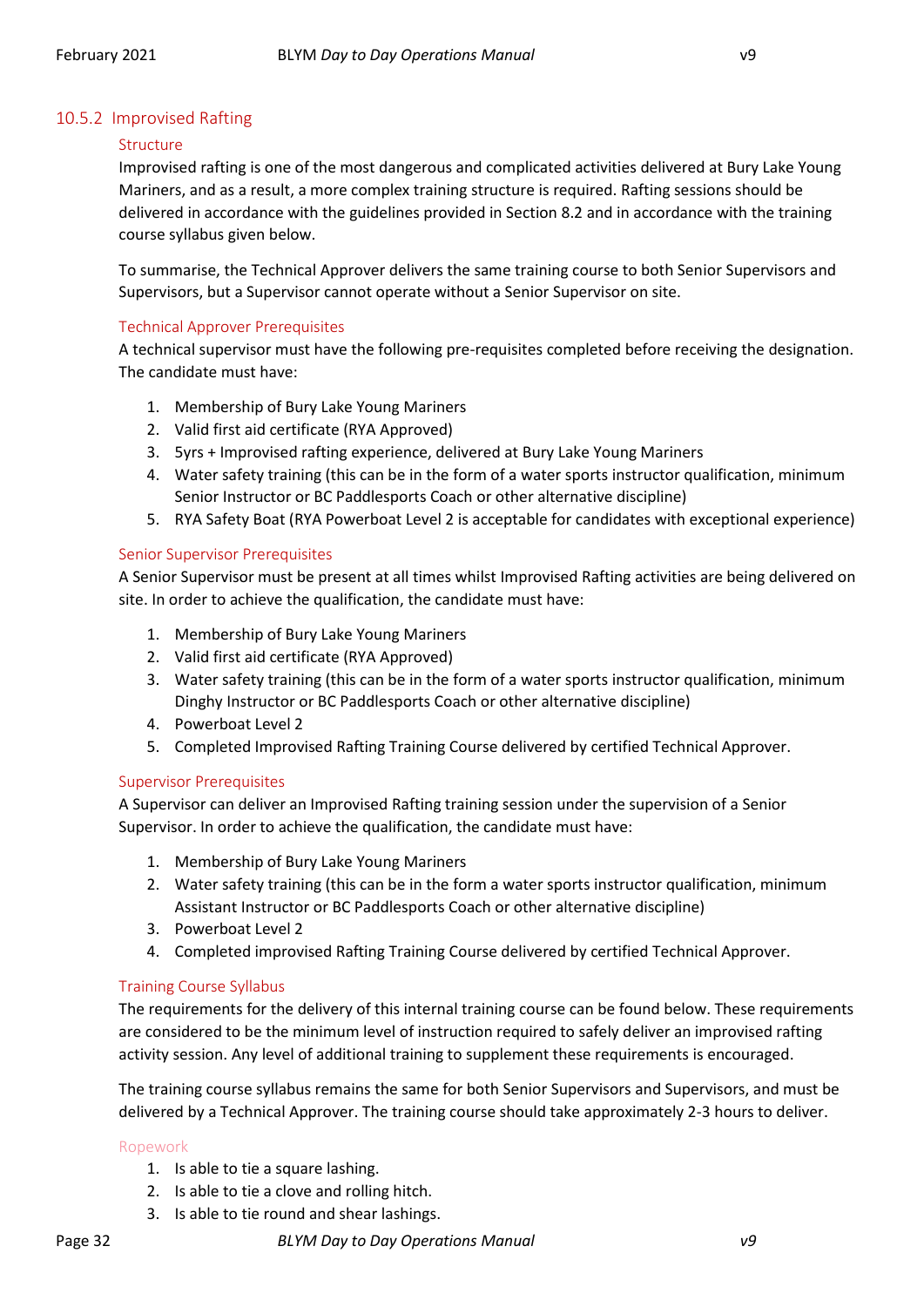### 10.5.2 Improvised Rafting

#### Structure

Improvised rafting is one of the most dangerous and complicated activities delivered at Bury Lake Young Mariners, and as a result, a more complex training structure is required. Rafting sessions should be delivered in accordance with the guidelines provided in Section 8.2 and in accordance with the training course syllabus given below.

To summarise, the Technical Approver delivers the same training course to both Senior Supervisors and Supervisors, but a Supervisor cannot operate without a Senior Supervisor on site.

#### Technical Approver Prerequisites

A technical supervisor must have the following pre-requisites completed before receiving the designation. The candidate must have:

1. Membership of Bury Lake Young Mariners
2. Valid first aid certificate (RYA Approved)
3. 5yrs + Improvised rafting experience, delivered at Bury Lake Young Mariners
4. Water safety training (this can be in the form of a water sports instructor qualification, minimum Senior Instructor or BC Paddlesports Coach or other alternative discipline)
5. RYA Safety Boat (RYA Powerboat Level 2 is acceptable for candidates with exceptional experience)

#### Senior Supervisor Prerequisites

A Senior Supervisor must be present at all times whilst Improvised Rafting activities are being delivered on site. In order to achieve the qualification, the candidate must have:

1. Membership of Bury Lake Young Mariners
2. Valid first aid certificate (RYA Approved)
3. Water safety training (this can be in the form of a water sports instructor qualification, minimum Dinghy Instructor or BC Paddlesports Coach or other alternative discipline)
4. Powerboat Level 2
5. Completed Improvised Rafting Training Course delivered by certified Technical Approver.

#### Supervisor Prerequisites

A Supervisor can deliver an Improvised Rafting training session under the supervision of a Senior Supervisor. In order to achieve the qualification, the candidate must have:

1. Membership of Bury Lake Young Mariners
2. Water safety training (this can be in the form a water sports instructor qualification, minimum Assistant Instructor or BC Paddlesports Coach or other alternative discipline)
3. Powerboat Level 2
4. Completed improvised Rafting Training Course delivered by certified Technical Approver.

#### Training Course Syllabus

The requirements for the delivery of this internal training course can be found below. These requirements are considered to be the minimum level of instruction required to safely deliver an improvised rafting activity session. Any level of additional training to supplement these requirements is encouraged.

The training course syllabus remains the same for both Senior Supervisors and Supervisors, and must be delivered by a Technical Approver. The training course should take approximately 2-3 hours to deliver.

##### Ropework

1. Is able to tie a square lashing.
2. Is able to tie a clove and rolling hitch.
3. Is able to tie round and shear lashings.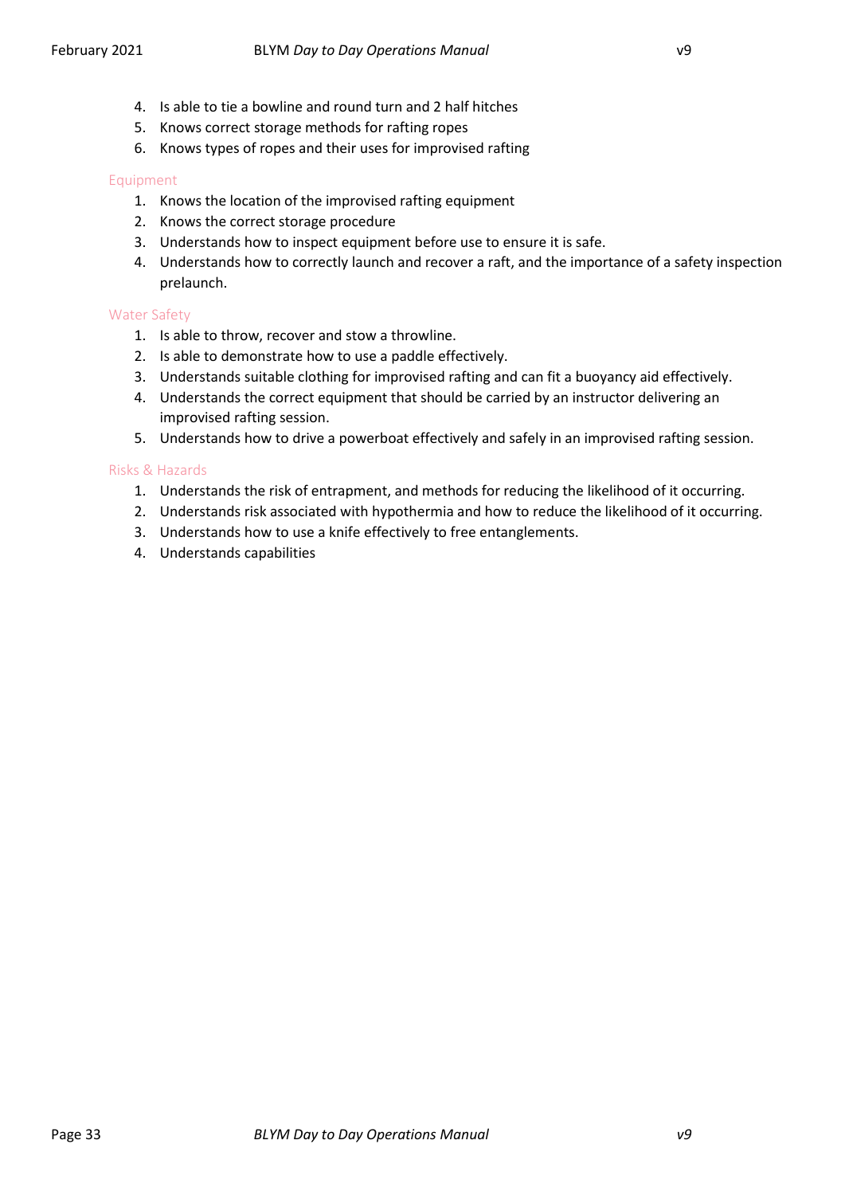4. Is able to tie a bowline and round turn and 2 half hitches
5. Knows correct storage methods for rafting ropes
6. Knows types of ropes and their uses for improvised rafting

#### Equipment

1. Knows the location of the improvised rafting equipment
2. Knows the correct storage procedure
3. Understands how to inspect equipment before use to ensure it is safe.
4. Understands how to correctly launch and recover a raft, and the importance of a safety inspection prelaunch.

#### Water Safety

1. Is able to throw, recover and stow a throwline.
2. Is able to demonstrate how to use a paddle effectively.
3. Understands suitable clothing for improvised rafting and can fit a buoyancy aid effectively.
4. Understands the correct equipment that should be carried by an instructor delivering an improvised rafting session.
5. Understands how to drive a powerboat effectively and safely in an improvised rafting session.

#### Risks & Hazards

1. Understands the risk of entrapment, and methods for reducing the likelihood of it occurring.
2. Understands risk associated with hypothermia and how to reduce the likelihood of it occurring.
3. Understands how to use a knife effectively to free entanglements.
4. Understands capabilities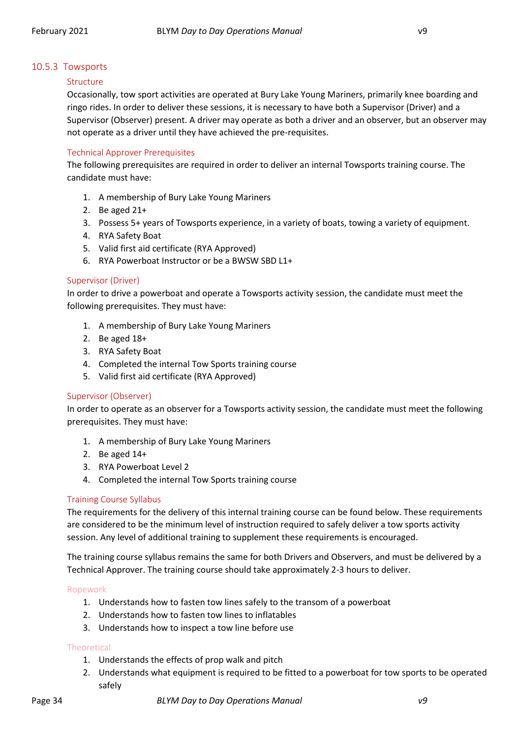### 10.5.3 Towsports

#### Structure

Occasionally, tow sport activities are operated at Bury Lake Young Mariners, primarily knee boarding and ringo rides. In order to deliver these sessions, it is necessary to have both a Supervisor (Driver) and a Supervisor (Observer) present. A driver may operate as both a driver and an observer, but an observer may not operate as a driver until they have achieved the pre-requisites.

#### Technical Approver Prerequisites

The following prerequisites are required in order to deliver an internal Towsports training course. The candidate must have:

1. A membership of Bury Lake Young Mariners
2. Be aged 21+
3. Possess 5+ years of Towsports experience, in a variety of boats, towing a variety of equipment.
4. RYA Safety Boat
5. Valid first aid certificate (RYA Approved)
6. RYA Powerboat Instructor or be a BWSW SBD L1+

#### Supervisor (Driver)

In order to drive a powerboat and operate a Towsports activity session, the candidate must meet the following prerequisites. They must have:

1. A membership of Bury Lake Young Mariners
2. Be aged 18+
3. RYA Safety Boat
4. Completed the internal Tow Sports training course
5. Valid first aid certificate (RYA Approved)

#### Supervisor (Observer)

In order to operate as an observer for a Towsports activity session, the candidate must meet the following prerequisites. They must have:

1. A membership of Bury Lake Young Mariners
2. Be aged 14+
3. RYA Powerboat Level 2
4. Completed the internal Tow Sports training course

#### Training Course Syllabus

The requirements for the delivery of this internal training course can be found below. These requirements are considered to be the minimum level of instruction required to safely deliver a tow sports activity session. Any level of additional training to supplement these requirements is encouraged.

The training course syllabus remains the same for both Drivers and Observers, and must be delivered by a Technical Approver. The training course should take approximately 2-3 hours to deliver.

##### Ropework

1. Understands how to fasten tow lines safely to the transom of a powerboat
2. Understands how to fasten tow lines to inflatables
3. Understands how to inspect a tow line before use

##### Theoretical

1. Understands the effects of prop walk and pitch
2. Understands what equipment is required to be fitted to a powerboat for tow sports to be operated safely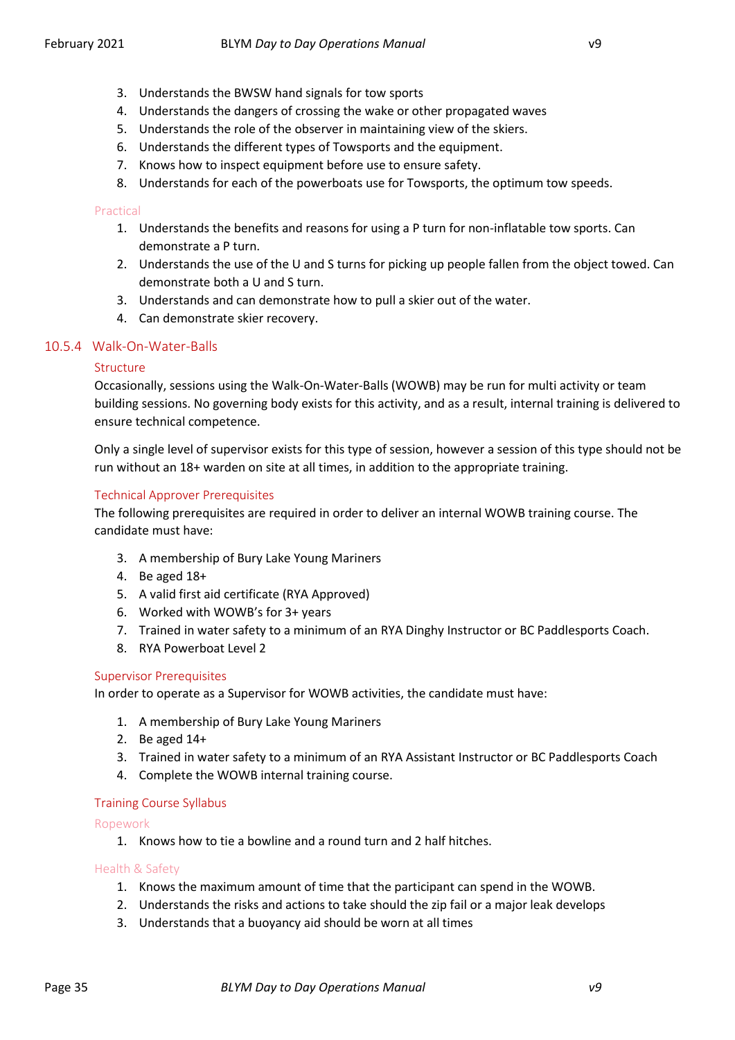3. Understands the BWSW hand signals for tow sports
4. Understands the dangers of crossing the wake or other propagated waves
5. Understands the role of the observer in maintaining view of the skiers.
6. Understands the different types of Towsports and the equipment.
7. Knows how to inspect equipment before use to ensure safety.
8. Understands for each of the powerboats use for Towsports, the optimum tow speeds.

##### Practical

1. Understands the benefits and reasons for using a P turn for non-inflatable tow sports. Can demonstrate a P turn.
2. Understands the use of the U and S turns for picking up people fallen from the object towed. Can demonstrate both a U and S turn.
3. Understands and can demonstrate how to pull a skier out of the water.
4. Can demonstrate skier recovery.

### 10.5.4 Walk-On-Water-Balls

#### Structure

Occasionally, sessions using the Walk-On-Water-Balls (WOWB) may be run for multi activity or team building sessions. No governing body exists for this activity, and as a result, internal training is delivered to ensure technical competence.

Only a single level of supervisor exists for this type of session, however a session of this type should not be run without an 18+ warden on site at all times, in addition to the appropriate training.

#### Technical Approver Prerequisites

The following prerequisites are required in order to deliver an internal WOWB training course. The candidate must have:

3. A membership of Bury Lake Young Mariners
4. Be aged 18+
5. A valid first aid certificate (RYA Approved)
6. Worked with WOWB's for 3+ years
7. Trained in water safety to a minimum of an RYA Dinghy Instructor or BC Paddlesports Coach.
8. RYA Powerboat Level 2

#### Supervisor Prerequisites

In order to operate as a Supervisor for WOWB activities, the candidate must have:

1. A membership of Bury Lake Young Mariners
2. Be aged 14+
3. Trained in water safety to a minimum of an RYA Assistant Instructor or BC Paddlesports Coach
4. Complete the WOWB internal training course.

#### Training Course Syllabus

##### Ropework

1. Knows how to tie a bowline and a round turn and 2 half hitches.

##### Health & Safety

1. Knows the maximum amount of time that the participant can spend in the WOWB.
2. Understands the risks and actions to take should the zip fail or a major leak develops
3. Understands that a buoyancy aid should be worn at all times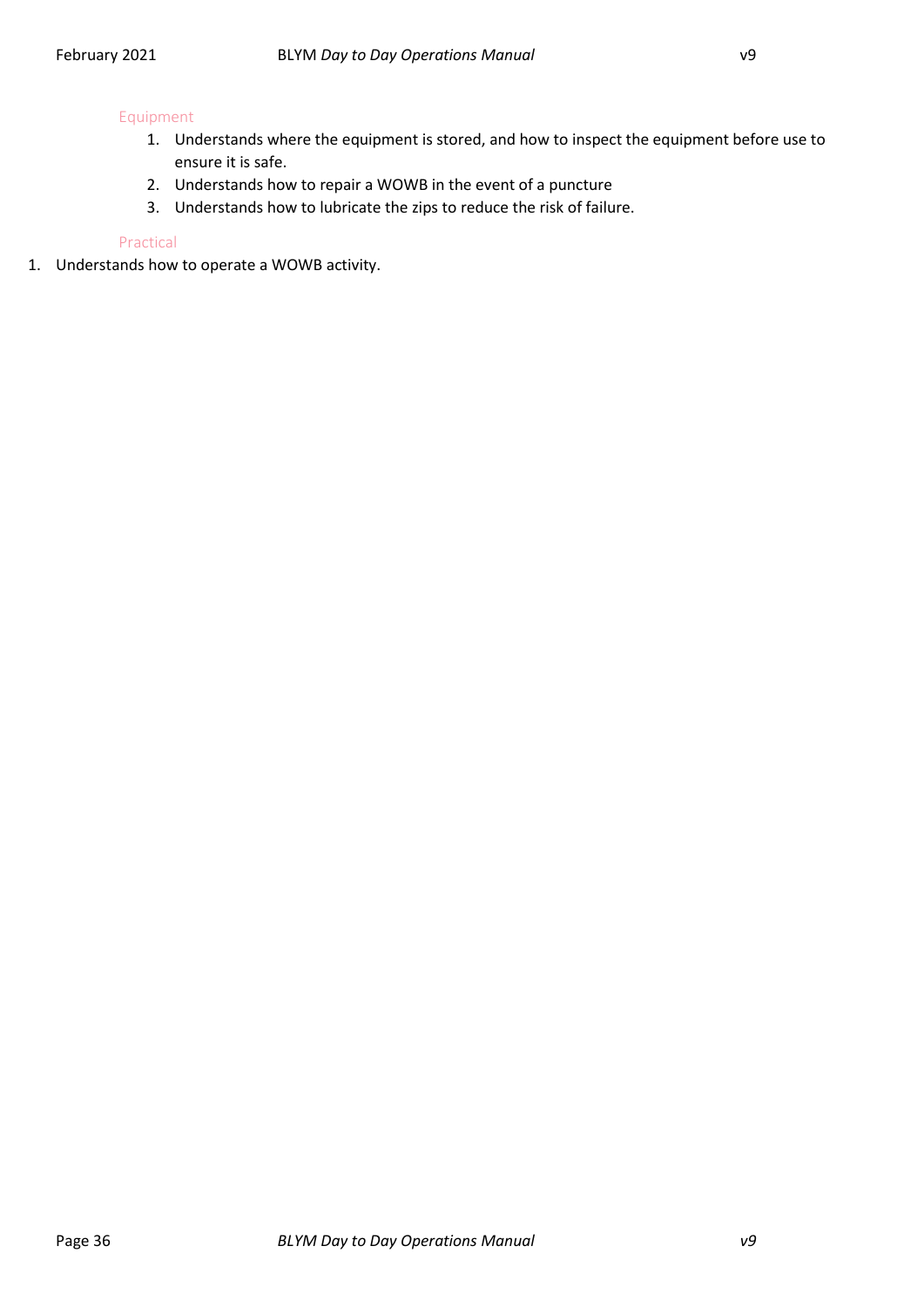#### Equipment

1. Understands where the equipment is stored, and how to inspect the equipment before use to ensure it is safe.
2. Understands how to repair a WOWB in the event of a puncture
3. Understands how to lubricate the zips to reduce the risk of failure.

#### Practical

1. Understands how to operate a WOWB activity.